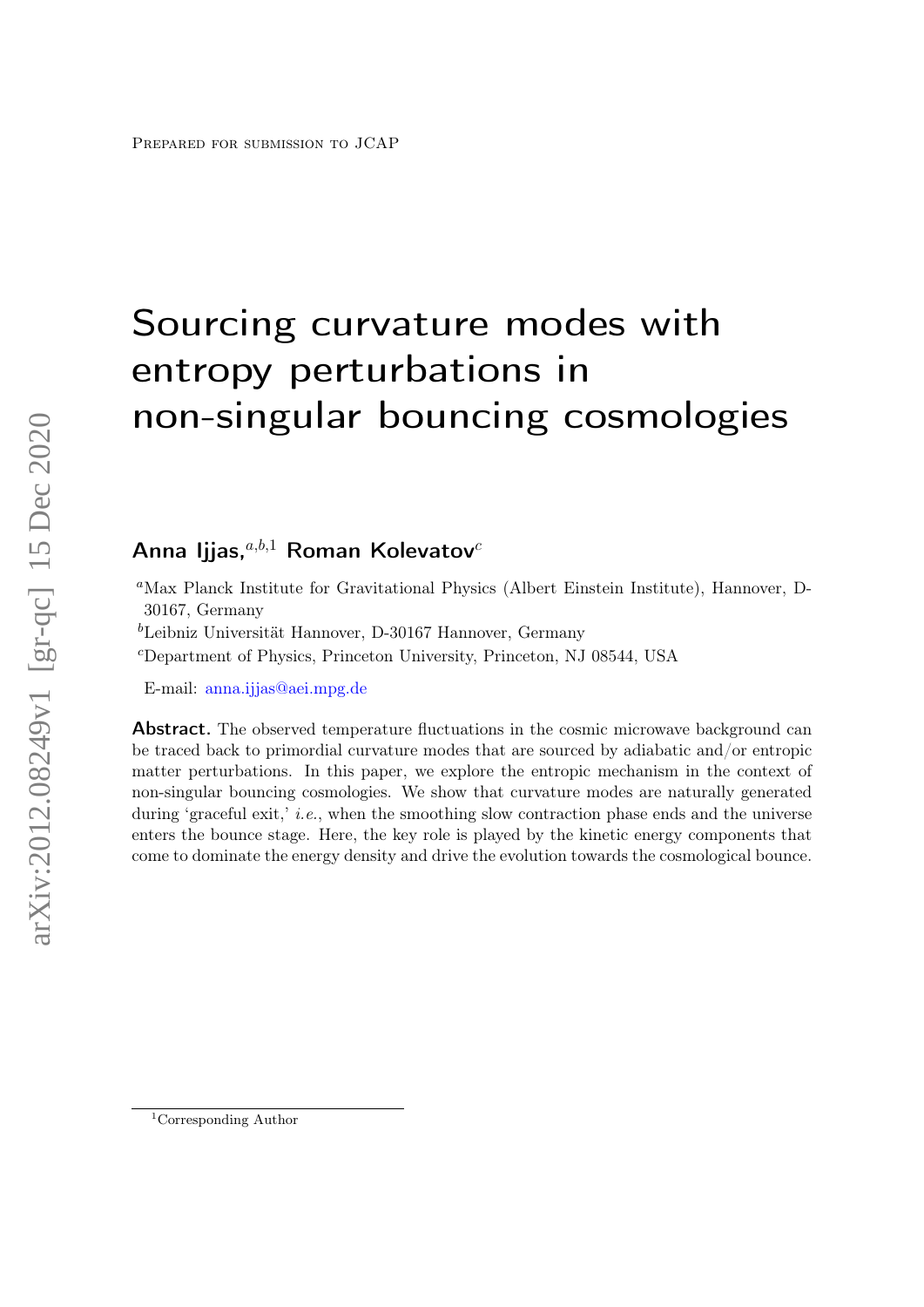Prepared for submission to JCAP

# Sourcing curvature modes with entropy perturbations in non-singular bouncing cosmologies

**Anna Ijjas,**[a,b,1] **Roman Kolevatov**[c]

[a]Max Planck Institute for Gravitational Physics (Albert Einstein Institute), Hannover, D-30167, Germany

[b]Leibniz Universität Hannover, D-30167 Hannover, Germany

[c]Department of Physics, Princeton University, Princeton, NJ 08544, USA

E-mail: anna.ijjas@aei.mpg.de

**Abstract.** The observed temperature fluctuations in the cosmic microwave background can be traced back to primordial curvature modes that are sourced by adiabatic and/or entropic matter perturbations. In this paper, we explore the entropic mechanism in the context of non-singular bouncing cosmologies. We show that curvature modes are naturally generated during 'graceful exit,' *i.e.*, when the smoothing slow contraction phase ends and the universe enters the bounce stage. Here, the key role is played by the kinetic energy components that come to dominate the energy density and drive the evolution towards the cosmological bounce.

[1]Corresponding Author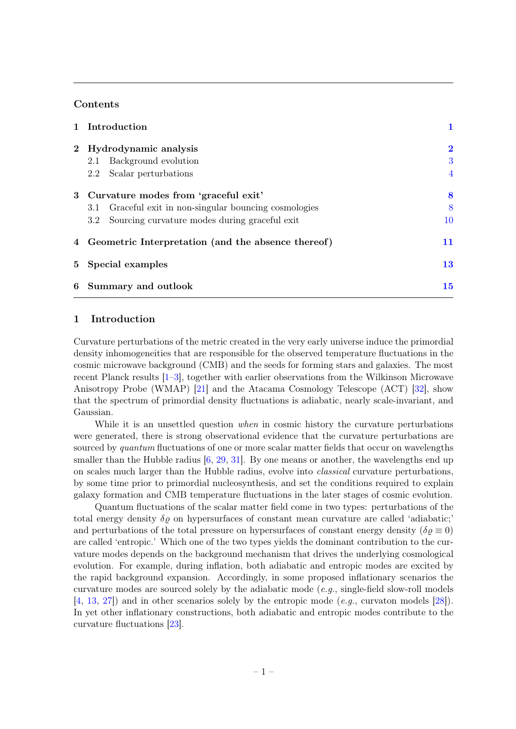## Contents

| | | |
|---|---|---|
| 1 | Introduction | 1 |
| 2 | Hydrodynamic analysis | 2 |
| | 2.1 Background evolution | 3 |
| | 2.2 Scalar perturbations | 4 |
| 3 | Curvature modes from 'graceful exit' | 8 |
| | 3.1 Graceful exit in non-singular bouncing cosmologies | 8 |
| | 3.2 Sourcing curvature modes during graceful exit | 10 |
| 4 | Geometric Interpretation (and the absence thereof) | 11 |
| 5 | Special examples | 13 |
| 6 | Summary and outlook | 15 |

## 1 Introduction

Curvature perturbations of the metric created in the very early universe induce the primordial density inhomogeneities that are responsible for the observed temperature fluctuations in the cosmic microwave background (CMB) and the seeds for forming stars and galaxies. The most recent Planck results [1–3], together with earlier observations from the Wilkinson Microwave Anisotropy Probe (WMAP) [21] and the Atacama Cosmology Telescope (ACT) [32], show that the spectrum of primordial density fluctuations is adiabatic, nearly scale-invariant, and Gaussian.

While it is an unsettled question *when* in cosmic history the curvature perturbations were generated, there is strong observational evidence that the curvature perturbations are sourced by *quantum* fluctuations of one or more scalar matter fields that occur on wavelengths smaller than the Hubble radius [6, 29, 31]. By one means or another, the wavelengths end up on scales much larger than the Hubble radius, evolve into *classical* curvature perturbations, by some time prior to primordial nucleosynthesis, and set the conditions required to explain galaxy formation and CMB temperature fluctuations in the later stages of cosmic evolution.

Quantum fluctuations of the scalar matter field come in two types: perturbations of the total energy density $\delta\varrho$ on hypersurfaces of constant mean curvature are called 'adiabatic;' and perturbations of the total pressure on hypersurfaces of constant energy density ($\delta\varrho \equiv 0$) are called 'entropic.' Which one of the two types yields the dominant contribution to the curvature modes depends on the background mechanism that drives the underlying cosmological evolution. For example, during inflation, both adiabatic and entropic modes are excited by the rapid background expansion. Accordingly, in some proposed inflationary scenarios the curvature modes are sourced solely by the adiabatic mode (*e.g.*, single-field slow-roll models [4, 13, 27]) and in other scenarios solely by the entropic mode (*e.g.*, curvaton models [28]). In yet other inflationary constructions, both adiabatic and entropic modes contribute to the curvature fluctuations [23].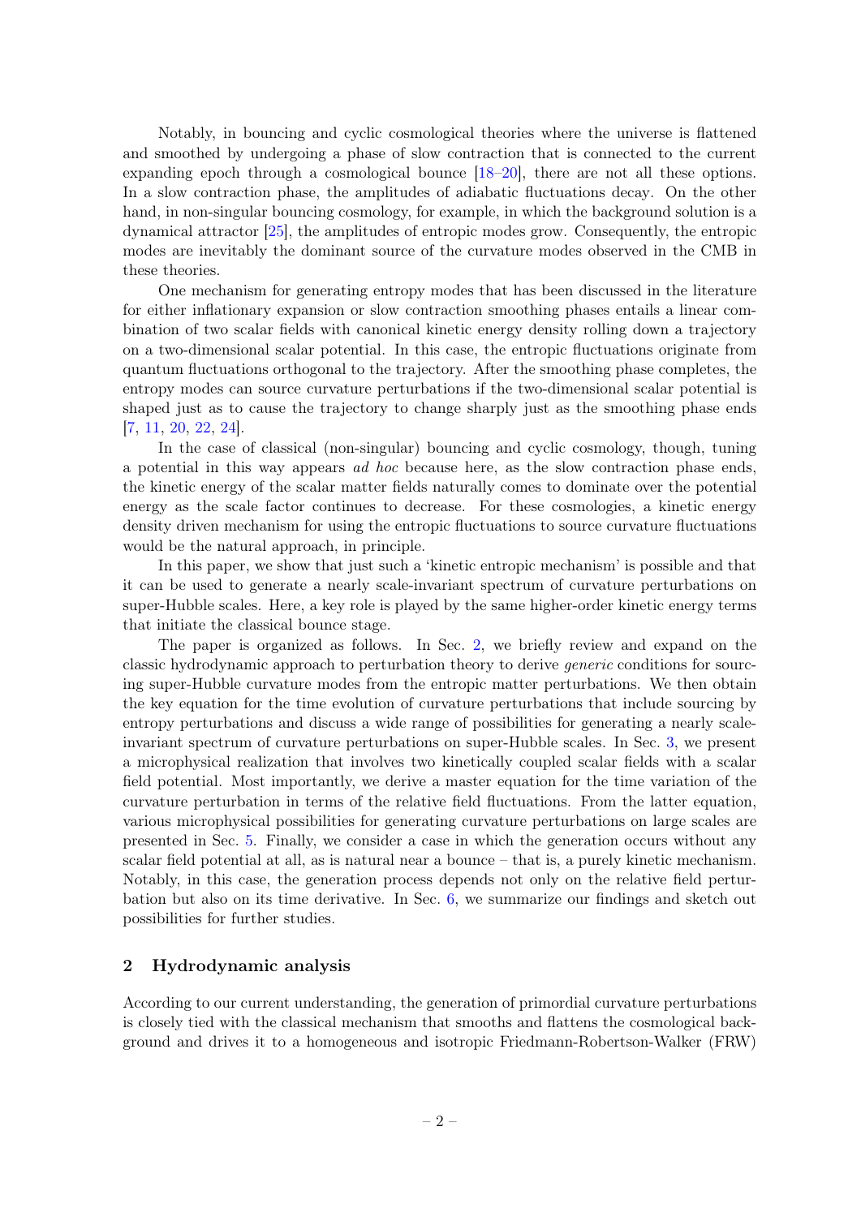Notably, in bouncing and cyclic cosmological theories where the universe is flattened and smoothed by undergoing a phase of slow contraction that is connected to the current expanding epoch through a cosmological bounce [18–20], there are not all these options. In a slow contraction phase, the amplitudes of adiabatic fluctuations decay. On the other hand, in non-singular bouncing cosmology, for example, in which the background solution is a dynamical attractor [25], the amplitudes of entropic modes grow. Consequently, the entropic modes are inevitably the dominant source of the curvature modes observed in the CMB in these theories.

One mechanism for generating entropy modes that has been discussed in the literature for either inflationary expansion or slow contraction smoothing phases entails a linear combination of two scalar fields with canonical kinetic energy density rolling down a trajectory on a two-dimensional scalar potential. In this case, the entropic fluctuations originate from quantum fluctuations orthogonal to the trajectory. After the smoothing phase completes, the entropy modes can source curvature perturbations if the two-dimensional scalar potential is shaped just as to cause the trajectory to change sharply just as the smoothing phase ends [7, 11, 20, 22, 24].

In the case of classical (non-singular) bouncing and cyclic cosmology, though, tuning a potential in this way appears *ad hoc* because here, as the slow contraction phase ends, the kinetic energy of the scalar matter fields naturally comes to dominate over the potential energy as the scale factor continues to decrease. For these cosmologies, a kinetic energy density driven mechanism for using the entropic fluctuations to source curvature fluctuations would be the natural approach, in principle.

In this paper, we show that just such a 'kinetic entropic mechanism' is possible and that it can be used to generate a nearly scale-invariant spectrum of curvature perturbations on super-Hubble scales. Here, a key role is played by the same higher-order kinetic energy terms that initiate the classical bounce stage.

The paper is organized as follows. In Sec. 2, we briefly review and expand on the classic hydrodynamic approach to perturbation theory to derive *generic* conditions for sourcing super-Hubble curvature modes from the entropic matter perturbations. We then obtain the key equation for the time evolution of curvature perturbations that include sourcing by entropy perturbations and discuss a wide range of possibilities for generating a nearly scale-invariant spectrum of curvature perturbations on super-Hubble scales. In Sec. 3, we present a microphysical realization that involves two kinetically coupled scalar fields with a scalar field potential. Most importantly, we derive a master equation for the time variation of the curvature perturbation in terms of the relative field fluctuations. From the latter equation, various microphysical possibilities for generating curvature perturbations on large scales are presented in Sec. 5. Finally, we consider a case in which the generation occurs without any scalar field potential at all, as is natural near a bounce – that is, a purely kinetic mechanism. Notably, in this case, the generation process depends not only on the relative field perturbation but also on its time derivative. In Sec. 6, we summarize our findings and sketch out possibilities for further studies.

## 2 Hydrodynamic analysis

According to our current understanding, the generation of primordial curvature perturbations is closely tied with the classical mechanism that smooths and flattens the cosmological background and drives it to a homogeneous and isotropic Friedmann-Robertson-Walker (FRW)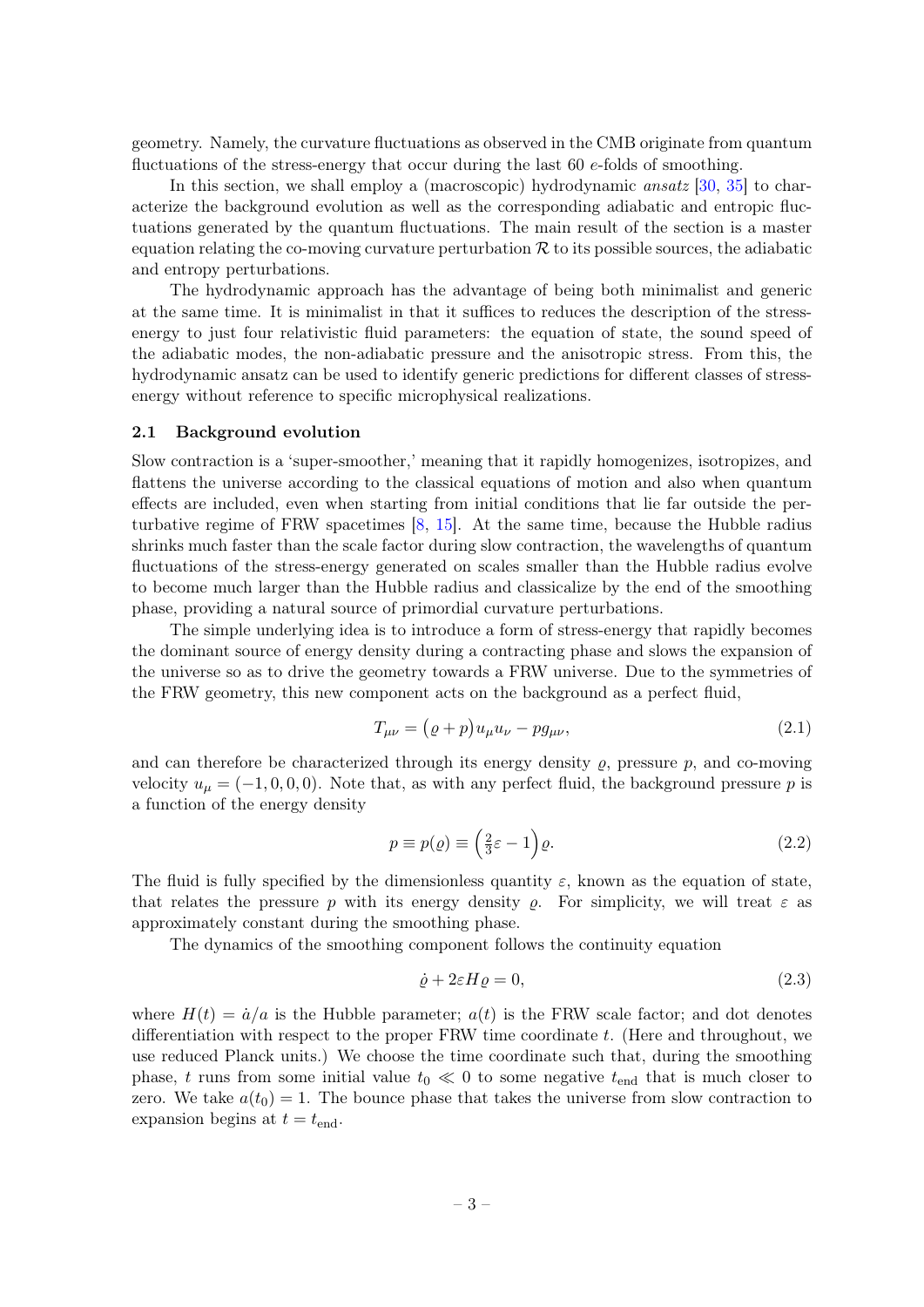geometry. Namely, the curvature fluctuations as observed in the CMB originate from quantum fluctuations of the stress-energy that occur during the last 60 $e$-folds of smoothing.

In this section, we shall employ a (macroscopic) hydrodynamic *ansatz* [30, 35] to characterize the background evolution as well as the corresponding adiabatic and entropic fluctuations generated by the quantum fluctuations. The main result of the section is a master equation relating the co-moving curvature perturbation $\mathcal{R}$ to its possible sources, the adiabatic and entropy perturbations.

The hydrodynamic approach has the advantage of being both minimalist and generic at the same time. It is minimalist in that it suffices to reduces the description of the stress-energy to just four relativistic fluid parameters: the equation of state, the sound speed of the adiabatic modes, the non-adiabatic pressure and the anisotropic stress. From this, the hydrodynamic ansatz can be used to identify generic predictions for different classes of stress-energy without reference to specific microphysical realizations.

### 2.1 Background evolution

Slow contraction is a 'super-smoother,' meaning that it rapidly homogenizes, isotropizes, and flattens the universe according to the classical equations of motion and also when quantum effects are included, even when starting from initial conditions that lie far outside the perturbative regime of FRW spacetimes [8, 15]. At the same time, because the Hubble radius shrinks much faster than the scale factor during slow contraction, the wavelengths of quantum fluctuations of the stress-energy generated on scales smaller than the Hubble radius evolve to become much larger than the Hubble radius and classicalize by the end of the smoothing phase, providing a natural source of primordial curvature perturbations.

The simple underlying idea is to introduce a form of stress-energy that rapidly becomes the dominant source of energy density during a contracting phase and slows the expansion of the universe so as to drive the geometry towards a FRW universe. Due to the symmetries of the FRW geometry, this new component acts on the background as a perfect fluid,

$$T_{\mu\nu} = \big(\varrho + p\big)u_\mu u_\nu - p g_{\mu\nu}, \tag{2.1}$$

and can therefore be characterized through its energy density $\varrho$, pressure $p$, and co-moving velocity $u_\mu = (-1, 0, 0, 0)$. Note that, as with any perfect fluid, the background pressure $p$ is a function of the energy density

$$p \equiv p(\varrho) \equiv \Big(\tfrac{2}{3}\varepsilon - 1\Big)\varrho. \tag{2.2}$$

The fluid is fully specified by the dimensionless quantity $\varepsilon$, known as the equation of state, that relates the pressure $p$ with its energy density $\varrho$. For simplicity, we will treat $\varepsilon$ as approximately constant during the smoothing phase.

The dynamics of the smoothing component follows the continuity equation

$$\dot{\varrho} + 2\varepsilon H \varrho = 0, \tag{2.3}$$

where $H(t) = \dot{a}/a$ is the Hubble parameter; $a(t)$ is the FRW scale factor; and dot denotes differentiation with respect to the proper FRW time coordinate $t$. (Here and throughout, we use reduced Planck units.) We choose the time coordinate such that, during the smoothing phase, $t$ runs from some initial value $t_0 \ll 0$ to some negative $t_{\text{end}}$ that is much closer to zero. We take $a(t_0) = 1$. The bounce phase that takes the universe from slow contraction to expansion begins at $t = t_{\text{end}}$.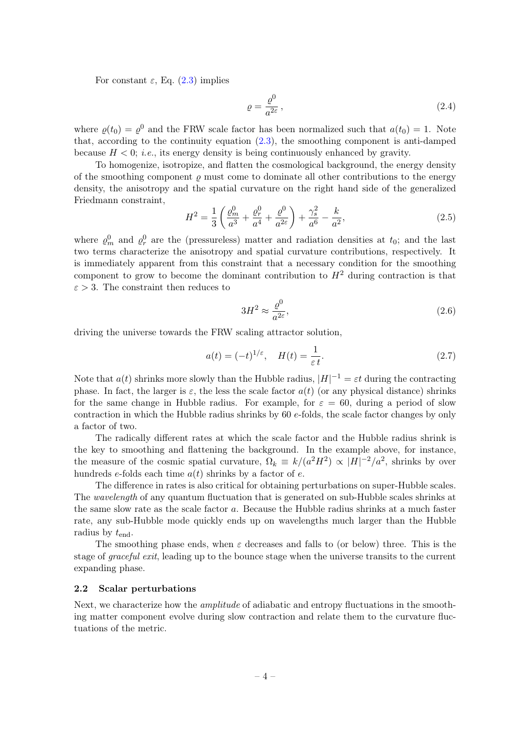For constant $\varepsilon$, Eq. (2.3) implies

$$\varrho = \frac{\varrho^0}{a^{2\varepsilon}}\,, \tag{2.4}$$

where $\varrho(t_0) = \varrho^0$ and the FRW scale factor has been normalized such that $a(t_0) = 1$. Note that, according to the continuity equation (2.3), the smoothing component is anti-damped because $H < 0$; *i.e.*, its energy density is being continuously enhanced by gravity.

To homogenize, isotropize, and flatten the cosmological background, the energy density of the smoothing component $\varrho$ must come to dominate all other contributions to the energy density, the anisotropy and the spatial curvature on the right hand side of the generalized Friedmann constraint,

$$H^2 = \frac{1}{3}\left(\frac{\varrho_m^0}{a^3} + \frac{\varrho_r^0}{a^4} + \frac{\varrho^0}{a^{2\varepsilon}}\right) + \frac{\gamma_s^2}{a^6} - \frac{k}{a^2}, \tag{2.5}$$

where $\varrho_m^0$ and $\varrho_r^0$ are the (pressureless) matter and radiation densities at $t_0$; and the last two terms characterize the anisotropy and spatial curvature contributions, respectively. It is immediately apparent from this constraint that a necessary condition for the smoothing component to grow to become the dominant contribution to $H^2$ during contraction is that $\varepsilon > 3$. The constraint then reduces to

$$3H^2 \approx \frac{\varrho^0}{a^{2\varepsilon}}, \tag{2.6}$$

driving the universe towards the FRW scaling attractor solution,

$$a(t) = (-t)^{1/\varepsilon}, \quad H(t) = \frac{1}{\varepsilon\, t}. \tag{2.7}$$

Note that $a(t)$ shrinks more slowly than the Hubble radius, $|H|^{-1} = \varepsilon t$ during the contracting phase. In fact, the larger is $\varepsilon$, the less the scale factor $a(t)$ (or any physical distance) shrinks for the same change in Hubble radius. For example, for $\varepsilon = 60$, during a period of slow contraction in which the Hubble radius shrinks by 60 $e$-folds, the scale factor changes by only a factor of two.

The radically different rates at which the scale factor and the Hubble radius shrink is the key to smoothing and flattening the background. In the example above, for instance, the measure of the cosmic spatial curvature, $\Omega_k \equiv k/(a^2H^2) \propto |H|^{-2}/a^2$, shrinks by over hundreds $e$-folds each time $a(t)$ shrinks by a factor of $e$.

The difference in rates is also critical for obtaining perturbations on super-Hubble scales. The *wavelength* of any quantum fluctuation that is generated on sub-Hubble scales shrinks at the same slow rate as the scale factor $a$. Because the Hubble radius shrinks at a much faster rate, any sub-Hubble mode quickly ends up on wavelengths much larger than the Hubble radius by $t_{\rm end}$.

The smoothing phase ends, when $\varepsilon$ decreases and falls to (or below) three. This is the stage of *graceful exit*, leading up to the bounce stage when the universe transits to the current expanding phase.

### 2.2 Scalar perturbations

Next, we characterize how the *amplitude* of adiabatic and entropy fluctuations in the smoothing matter component evolve during slow contraction and relate them to the curvature fluctuations of the metric.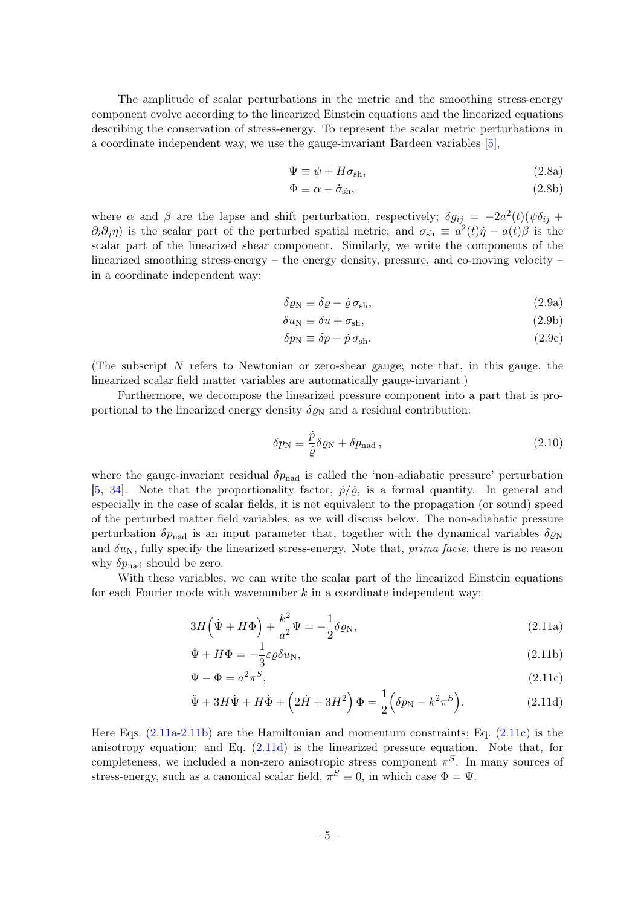The amplitude of scalar perturbations in the metric and the smoothing stress-energy component evolve according to the linearized Einstein equations and the linearized equations describing the conservation of stress-energy. To represent the scalar metric perturbations in a coordinate independent way, we use the gauge-invariant Bardeen variables [5],

$$\Psi \equiv \psi + H\sigma_{\rm sh}, \tag{2.8a}$$

$$\Phi \equiv \alpha - \dot{\sigma}_{\rm sh}, \tag{2.8b}$$

where $\alpha$ and $\beta$ are the lapse and shift perturbation, respectively; $\delta g_{ij} = -2a^2(t)(\psi\delta_{ij} + \partial_i\partial_j\eta)$ is the scalar part of the perturbed spatial metric; and $\sigma_{\rm sh} \equiv a^2(t)\dot{\eta} - a(t)\beta$ is the scalar part of the linearized shear component. Similarly, we write the components of the linearized smoothing stress-energy – the energy density, pressure, and co-moving velocity – in a coordinate independent way:

$$\delta\varrho_{\rm N} \equiv \delta\varrho - \dot{\varrho}\,\sigma_{\rm sh}, \tag{2.9a}$$

$$\delta u_{\rm N} \equiv \delta u + \sigma_{\rm sh}, \tag{2.9b}$$

$$\delta p_{\rm N} \equiv \delta p - \dot{p}\,\sigma_{\rm sh}. \tag{2.9c}$$

(The subscript $N$ refers to Newtonian or zero-shear gauge; note that, in this gauge, the linearized scalar field matter variables are automatically gauge-invariant.)

Furthermore, we decompose the linearized pressure component into a part that is proportional to the linearized energy density $\delta\varrho_{\rm N}$ and a residual contribution:

$$\delta p_{\rm N} \equiv \frac{\dot{p}}{\dot{\varrho}}\delta\varrho_{\rm N} + \delta p_{\rm nad}\,, \tag{2.10}$$

where the gauge-invariant residual $\delta p_{\rm nad}$ is called the 'non-adiabatic pressure' perturbation [5, 34]. Note that the proportionality factor, $\dot{p}/\dot{\varrho}$, is a formal quantity. In general and especially in the case of scalar fields, it is not equivalent to the propagation (or sound) speed of the perturbed matter field variables, as we will discuss below. The non-adiabatic pressure perturbation $\delta p_{\rm nad}$ is an input parameter that, together with the dynamical variables $\delta\varrho_{\rm N}$ and $\delta u_{\rm N}$, fully specify the linearized stress-energy. Note that, *prima facie*, there is no reason why $\delta p_{\rm nad}$ should be zero.

With these variables, we can write the scalar part of the linearized Einstein equations for each Fourier mode with wavenumber $k$ in a coordinate independent way:

$$3H\Big(\dot{\Psi} + H\Phi\Big) + \frac{k^2}{a^2}\Psi = -\frac{1}{2}\delta\varrho_{\rm N}, \tag{2.11a}$$

$$\dot{\Psi} + H\Phi = -\frac{1}{3}\varepsilon\varrho\delta u_{\rm N}, \tag{2.11b}$$

$$\Psi - \Phi = a^2\pi^S, \tag{2.11c}$$

$$\ddot{\Psi} + 3H\dot{\Psi} + H\dot{\Phi} + \Big(2\dot{H} + 3H^2\Big)\,\Phi = \frac{1}{2}\Big(\delta p_{\rm N} - k^2\pi^S\Big). \tag{2.11d}$$

Here Eqs. (2.11a-2.11b) are the Hamiltonian and momentum constraints; Eq. (2.11c) is the anisotropy equation; and Eq. (2.11d) is the linearized pressure equation. Note that, for completeness, we included a non-zero anisotropic stress component $\pi^S$. In many sources of stress-energy, such as a canonical scalar field, $\pi^S \equiv 0$, in which case $\Phi = \Psi$.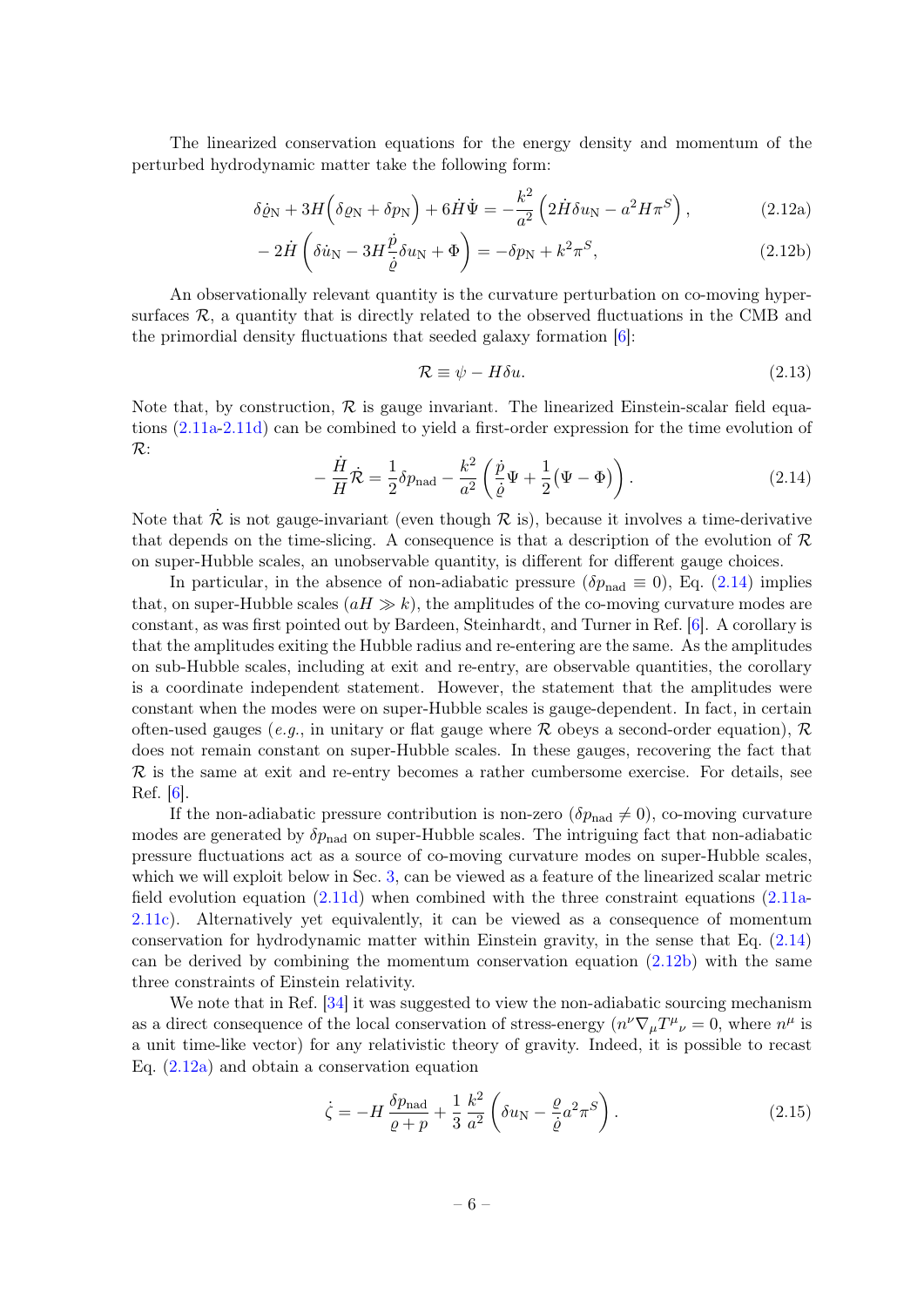The linearized conservation equations for the energy density and momentum of the perturbed hydrodynamic matter take the following form:

$$\delta\dot{\varrho}_{\rm N} + 3H\Big(\delta\varrho_{\rm N} + \delta p_{\rm N}\Big) + 6\dot{H}\dot{\Psi} = -\frac{k^2}{a^2}\Big(2\dot{H}\delta u_{\rm N} - a^2 H\pi^S\Big)\,, \tag{2.12a}$$

$$-2\dot{H}\left(\delta\dot{u}_{\rm N} - 3H\frac{\dot{p}}{\dot{\varrho}}\delta u_{\rm N} + \Phi\right) = -\delta p_{\rm N} + k^2\pi^S, \tag{2.12b}$$

An observationally relevant quantity is the curvature perturbation on co-moving hypersurfaces $\mathcal{R}$, a quantity that is directly related to the observed fluctuations in the CMB and the primordial density fluctuations that seeded galaxy formation [6]:

$$\mathcal{R} \equiv \psi - H\delta u. \tag{2.13}$$

Note that, by construction, $\mathcal{R}$ is gauge invariant. The linearized Einstein-scalar field equations (2.11a-2.11d) can be combined to yield a first-order expression for the time evolution of $\mathcal{R}$:

$$-\frac{\dot{H}}{H}\dot{\mathcal{R}} = \frac{1}{2}\delta p_{\rm nad} - \frac{k^2}{a^2}\left(\frac{\dot{p}}{\dot{\varrho}}\Psi + \frac{1}{2}\big(\Psi - \Phi\big)\right). \tag{2.14}$$

Note that $\dot{\mathcal{R}}$ is not gauge-invariant (even though $\mathcal{R}$ is), because it involves a time-derivative that depends on the time-slicing. A consequence is that a description of the evolution of $\mathcal{R}$ on super-Hubble scales, an unobservable quantity, is different for different gauge choices.

In particular, in the absence of non-adiabatic pressure ($\delta p_{\rm nad} \equiv 0$), Eq. (2.14) implies that, on super-Hubble scales ($aH \gg k$), the amplitudes of the co-moving curvature modes are constant, as was first pointed out by Bardeen, Steinhardt, and Turner in Ref. [6]. A corollary is that the amplitudes exiting the Hubble radius and re-entering are the same. As the amplitudes on sub-Hubble scales, including at exit and re-entry, are observable quantities, the corollary is a coordinate independent statement. However, the statement that the amplitudes were constant when the modes were on super-Hubble scales is gauge-dependent. In fact, in certain often-used gauges (*e.g.*, in unitary or flat gauge where $\mathcal{R}$ obeys a second-order equation), $\mathcal{R}$ does not remain constant on super-Hubble scales. In these gauges, recovering the fact that $\mathcal{R}$ is the same at exit and re-entry becomes a rather cumbersome exercise. For details, see Ref. [6].

If the non-adiabatic pressure contribution is non-zero ($\delta p_{\rm nad} \neq 0$), co-moving curvature modes are generated by $\delta p_{\rm nad}$ on super-Hubble scales. The intriguing fact that non-adiabatic pressure fluctuations act as a source of co-moving curvature modes on super-Hubble scales, which we will exploit below in Sec. 3, can be viewed as a feature of the linearized scalar metric field evolution equation (2.11d) when combined with the three constraint equations (2.11a-2.11c). Alternatively yet equivalently, it can be viewed as a consequence of momentum conservation for hydrodynamic matter within Einstein gravity, in the sense that Eq. (2.14) can be derived by combining the momentum conservation equation (2.12b) with the same three constraints of Einstein relativity.

We note that in Ref. [34] it was suggested to view the non-adiabatic sourcing mechanism as a direct consequence of the local conservation of stress-energy ($n^\nu\nabla_\mu T^\mu{}_\nu = 0$, where $n^\mu$ is a unit time-like vector) for any relativistic theory of gravity. Indeed, it is possible to recast Eq. (2.12a) and obtain a conservation equation

$$\dot{\zeta} = -H\,\frac{\delta p_{\rm nad}}{\varrho + p} + \frac{1}{3}\,\frac{k^2}{a^2}\left(\delta u_{\rm N} - \frac{\varrho}{\dot{\varrho}}a^2\pi^S\right). \tag{2.15}$$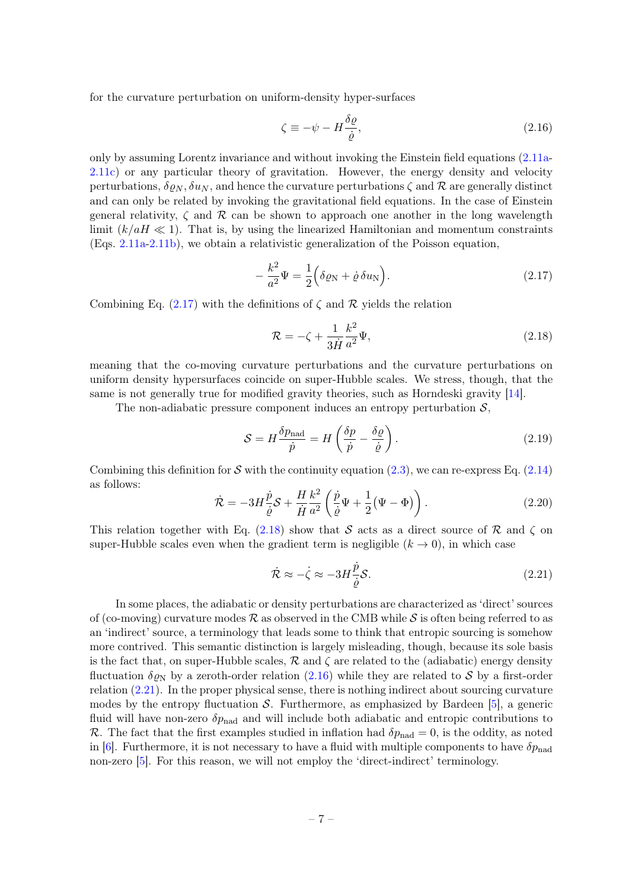for the curvature perturbation on uniform-density hyper-surfaces

$$\zeta \equiv -\psi - H\frac{\delta\varrho}{\dot{\varrho}}, \tag{2.16}$$

only by assuming Lorentz invariance and without invoking the Einstein field equations (2.11a-2.11c) or any particular theory of gravitation. However, the energy density and velocity perturbations, $\delta\varrho_N, \delta u_N$, and hence the curvature perturbations $\zeta$ and $\mathcal{R}$ are generally distinct and can only be related by invoking the gravitational field equations. In the case of Einstein general relativity, $\zeta$ and $\mathcal{R}$ can be shown to approach one another in the long wavelength limit ($k/aH \ll 1$). That is, by using the linearized Hamiltonian and momentum constraints (Eqs. 2.11a-2.11b), we obtain a relativistic generalization of the Poisson equation,

$$-\frac{k^2}{a^2}\Psi = \frac{1}{2}\Big(\delta\varrho_{\mathrm{N}} + \dot{\varrho}\,\delta u_{\mathrm{N}}\Big). \tag{2.17}$$

Combining Eq. (2.17) with the definitions of $\zeta$ and $\mathcal{R}$ yields the relation

$$\mathcal{R} = -\zeta + \frac{1}{3\dot{H}}\frac{k^2}{a^2}\Psi, \tag{2.18}$$

meaning that the co-moving curvature perturbations and the curvature perturbations on uniform density hypersurfaces coincide on super-Hubble scales. We stress, though, that the same is not generally true for modified gravity theories, such as Horndeski gravity [14].

The non-adiabatic pressure component induces an entropy perturbation $\mathcal{S}$,

$$\mathcal{S} = H\frac{\delta p_{\mathrm{nad}}}{\dot{p}} = H\left(\frac{\delta p}{\dot{p}} - \frac{\delta\varrho}{\dot{\varrho}}\right). \tag{2.19}$$

Combining this definition for $\mathcal{S}$ with the continuity equation (2.3), we can re-express Eq. (2.14) as follows:

$$\dot{\mathcal{R}} = -3H\frac{\dot{p}}{\dot{\varrho}}\mathcal{S} + \frac{H}{\dot{H}}\frac{k^2}{a^2}\left(\frac{\dot{p}}{\dot{\varrho}}\Psi + \frac{1}{2}\big(\Psi - \Phi\big)\right). \tag{2.20}$$

This relation together with Eq. (2.18) show that $\mathcal{S}$ acts as a direct source of $\mathcal{R}$ and $\zeta$ on super-Hubble scales even when the gradient term is negligible ($k \to 0$), in which case

$$\dot{\mathcal{R}} \approx -\dot{\zeta} \approx -3H\frac{\dot{p}}{\dot{\varrho}}\mathcal{S}. \tag{2.21}$$

In some places, the adiabatic or density perturbations are characterized as 'direct' sources of (co-moving) curvature modes $\mathcal{R}$ as observed in the CMB while $\mathcal{S}$ is often being referred to as an 'indirect' source, a terminology that leads some to think that entropic sourcing is somehow more contrived. This semantic distinction is largely misleading, though, because its sole basis is the fact that, on super-Hubble scales, $\mathcal{R}$ and $\zeta$ are related to the (adiabatic) energy density fluctuation $\delta\varrho_{\mathrm{N}}$ by a zeroth-order relation (2.16) while they are related to $\mathcal{S}$ by a first-order relation (2.21). In the proper physical sense, there is nothing indirect about sourcing curvature modes by the entropy fluctuation $\mathcal{S}$. Furthermore, as emphasized by Bardeen [5], a generic fluid will have non-zero $\delta p_{\mathrm{nad}}$ and will include both adiabatic and entropic contributions to $\mathcal{R}$. The fact that the first examples studied in inflation had $\delta p_{\mathrm{nad}} = 0$, is the oddity, as noted in [6]. Furthermore, it is not necessary to have a fluid with multiple components to have $\delta p_{\mathrm{nad}}$ non-zero [5]. For this reason, we will not employ the 'direct-indirect' terminology.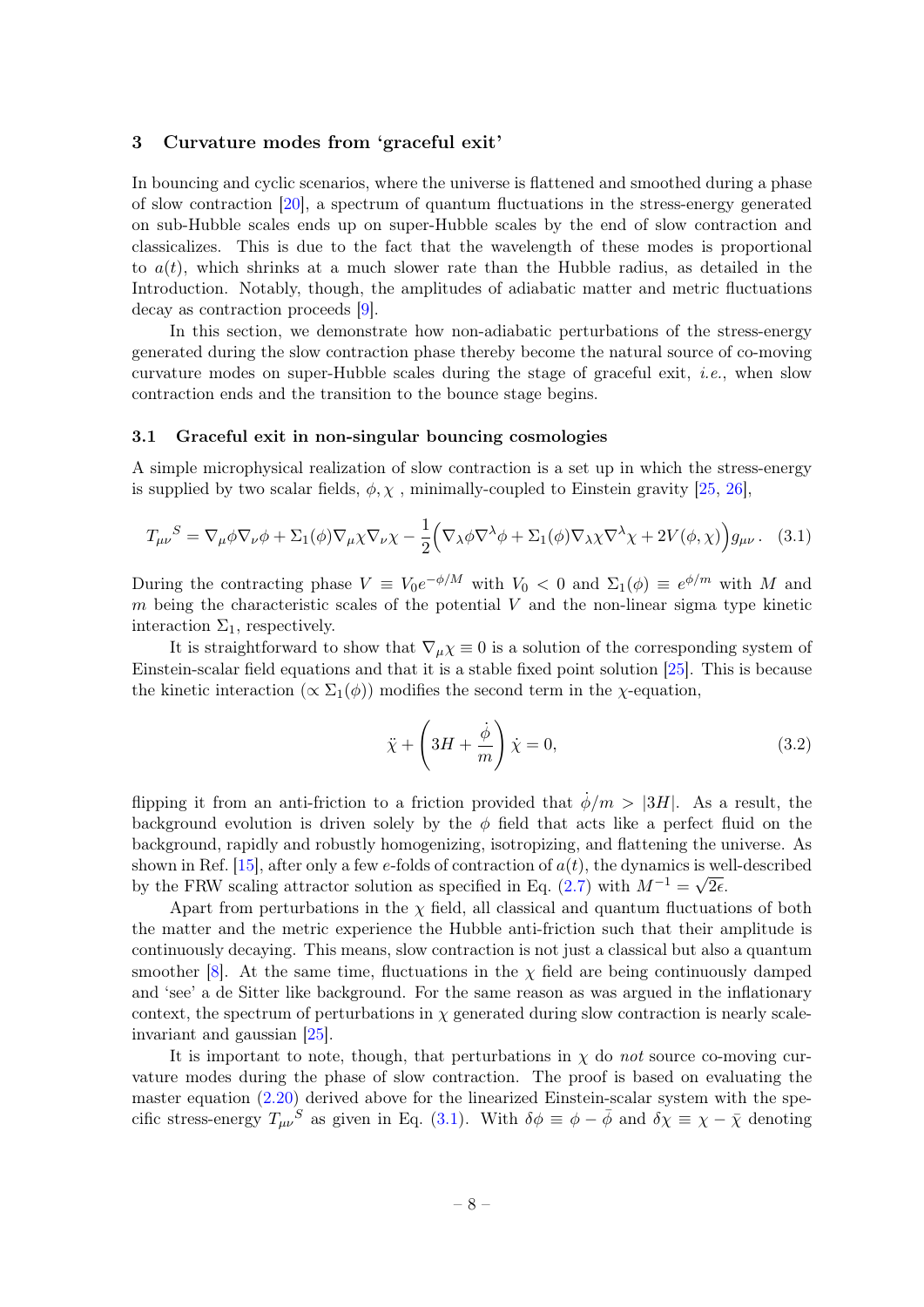## 3 Curvature modes from 'graceful exit'

In bouncing and cyclic scenarios, where the universe is flattened and smoothed during a phase of slow contraction [20], a spectrum of quantum fluctuations in the stress-energy generated on sub-Hubble scales ends up on super-Hubble scales by the end of slow contraction and classicalizes. This is due to the fact that the wavelength of these modes is proportional to $a(t)$, which shrinks at a much slower rate than the Hubble radius, as detailed in the Introduction. Notably, though, the amplitudes of adiabatic matter and metric fluctuations decay as contraction proceeds [9].

In this section, we demonstrate how non-adiabatic perturbations of the stress-energy generated during the slow contraction phase thereby become the natural source of co-moving curvature modes on super-Hubble scales during the stage of graceful exit, *i.e.*, when slow contraction ends and the transition to the bounce stage begins.

### 3.1 Graceful exit in non-singular bouncing cosmologies

A simple microphysical realization of slow contraction is a set up in which the stress-energy is supplied by two scalar fields, $\phi, \chi$ , minimally-coupled to Einstein gravity [25, 26],

$$
T_{\mu\nu}{}^{S} = \nabla_\mu\phi\nabla_\nu\phi + \Sigma_1(\phi)\nabla_\mu\chi\nabla_\nu\chi - \frac{1}{2}\Big(\nabla_\lambda\phi\nabla^\lambda\phi + \Sigma_1(\phi)\nabla_\lambda\chi\nabla^\lambda\chi + 2V(\phi,\chi)\Big)g_{\mu\nu}\,. \tag{3.1}
$$

During the contracting phase $V \equiv V_0 e^{-\phi/M}$ with $V_0 < 0$ and $\Sigma_1(\phi) \equiv e^{\phi/m}$ with $M$ and $m$ being the characteristic scales of the potential $V$ and the non-linear sigma type kinetic interaction $\Sigma_1$, respectively.

It is straightforward to show that $\nabla_\mu\chi \equiv 0$ is a solution of the corresponding system of Einstein-scalar field equations and that it is a stable fixed point solution [25]. This is because the kinetic interaction ($\propto \Sigma_1(\phi)$) modifies the second term in the $\chi$-equation,

$$
\ddot{\chi} + \left(3H + \frac{\dot{\phi}}{m}\right)\dot{\chi} = 0, \tag{3.2}
$$

flipping it from an anti-friction to a friction provided that $\dot{\phi}/m > |3H|$. As a result, the background evolution is driven solely by the $\phi$ field that acts like a perfect fluid on the background, rapidly and robustly homogenizing, isotropizing, and flattening the universe. As shown in Ref. [15], after only a few $e$-folds of contraction of $a(t)$, the dynamics is well-described by the FRW scaling attractor solution as specified in Eq. (2.7) with $M^{-1} = \sqrt{2\epsilon}$.

Apart from perturbations in the $\chi$ field, all classical and quantum fluctuations of both the matter and the metric experience the Hubble anti-friction such that their amplitude is continuously decaying. This means, slow contraction is not just a classical but also a quantum smoother [8]. At the same time, fluctuations in the $\chi$ field are being continuously damped and 'see' a de Sitter like background. For the same reason as was argued in the inflationary context, the spectrum of perturbations in $\chi$ generated during slow contraction is nearly scale-invariant and gaussian [25].

It is important to note, though, that perturbations in $\chi$ do *not* source co-moving curvature modes during the phase of slow contraction. The proof is based on evaluating the master equation (2.20) derived above for the linearized Einstein-scalar system with the specific stress-energy $T_{\mu\nu}{}^{S}$ as given in Eq. (3.1). With $\delta\phi \equiv \phi - \bar{\phi}$ and $\delta\chi \equiv \chi - \bar{\chi}$ denoting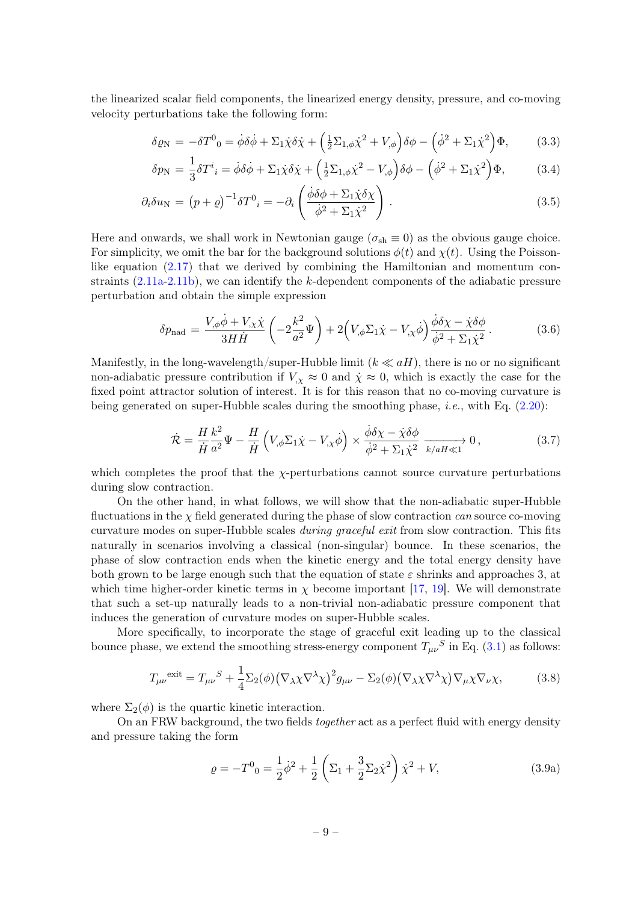the linearized scalar field components, the linearized energy density, pressure, and co-moving velocity perturbations take the following form:

$$\delta\varrho_{\rm N} = -\delta T^0{}_0 = \dot\phi\delta\dot\phi + \Sigma_1\dot\chi\delta\dot\chi + \Big(\tfrac{1}{2}\Sigma_{1,\phi}\dot\chi^2 + V_{,\phi}\Big)\delta\phi - \Big(\dot\phi^2 + \Sigma_1\dot\chi^2\Big)\Phi, \tag{3.3}$$

$$\delta p_{\rm N} = \frac{1}{3}\delta T^i{}_i = \dot\phi\delta\dot\phi + \Sigma_1\dot\chi\delta\dot\chi + \Big(\tfrac{1}{2}\Sigma_{1,\phi}\dot\chi^2 - V_{,\phi}\Big)\delta\phi - \Big(\dot\phi^2 + \Sigma_1\dot\chi^2\Big)\Phi, \tag{3.4}$$

$$\partial_i\delta u_{\rm N} = \big(p+\varrho\big)^{-1}\delta T^0{}_i = -\partial_i\left(\frac{\dot\phi\delta\phi + \Sigma_1\dot\chi\delta\chi}{\dot\phi^2 + \Sigma_1\dot\chi^2}\right). \tag{3.5}$$

Here and onwards, we shall work in Newtonian gauge ($\sigma_{\rm sh}\equiv 0$) as the obvious gauge choice. For simplicity, we omit the bar for the background solutions $\phi(t)$ and $\chi(t)$. Using the Poisson-like equation (2.17) that we derived by combining the Hamiltonian and momentum constraints (2.11a-2.11b), we can identify the $k$-dependent components of the adiabatic pressure perturbation and obtain the simple expression

$$\delta p_{\rm nad} = \frac{V_{,\phi}\dot\phi + V_{,\chi}\dot\chi}{3H\dot H}\left(-2\frac{k^2}{a^2}\Psi\right) + 2\Big(V_{,\phi}\Sigma_1\dot\chi - V_{,\chi}\dot\phi\Big)\frac{\dot\phi\delta\chi - \dot\chi\delta\phi}{\dot\phi^2 + \Sigma_1\dot\chi^2}. \tag{3.6}$$

Manifestly, in the long-wavelength/super-Hubble limit ($k \ll aH$), there is no or no significant non-adiabatic pressure contribution if $V_{,\chi}\approx 0$ and $\dot\chi\approx 0$, which is exactly the case for the fixed point attractor solution of interest. It is for this reason that no co-moving curvature is being generated on super-Hubble scales during the smoothing phase, *i.e.*, with Eq. (2.20):

$$\dot{\mathcal{R}} = \frac{H}{\dot H}\frac{k^2}{a^2}\Psi - \frac{H}{\dot H}\left(V_{,\phi}\Sigma_1\dot\chi - V_{,\chi}\dot\phi\right)\times\frac{\dot\phi\delta\chi - \dot\chi\delta\phi}{\dot\phi^2 + \Sigma_1\dot\chi^2} \xrightarrow[k/aH\ll 1]{} 0, \tag{3.7}$$

which completes the proof that the $\chi$-perturbations cannot source curvature perturbations during slow contraction.

On the other hand, in what follows, we will show that the non-adiabatic super-Hubble fluctuations in the $\chi$ field generated during the phase of slow contraction *can* source co-moving curvature modes on super-Hubble scales *during graceful exit* from slow contraction. This fits naturally in scenarios involving a classical (non-singular) bounce. In these scenarios, the phase of slow contraction ends when the kinetic energy and the total energy density have both grown to be large enough such that the equation of state $\varepsilon$ shrinks and approaches 3, at which time higher-order kinetic terms in $\chi$ become important [17, 19]. We will demonstrate that such a set-up naturally leads to a non-trivial non-adiabatic pressure component that induces the generation of curvature modes on super-Hubble scales.

More specifically, to incorporate the stage of graceful exit leading up to the classical bounce phase, we extend the smoothing stress-energy component $T_{\mu\nu}{}^S$ in Eq. (3.1) as follows:

$$T_{\mu\nu}{}^{\rm exit} = T_{\mu\nu}{}^S + \frac{1}{4}\Sigma_2(\phi)\big(\nabla_\lambda\chi\nabla^\lambda\chi\big)^2 g_{\mu\nu} - \Sigma_2(\phi)\big(\nabla_\lambda\chi\nabla^\lambda\chi\big)\nabla_\mu\chi\nabla_\nu\chi, \tag{3.8}$$

where $\Sigma_2(\phi)$ is the quartic kinetic interaction.

On an FRW background, the two fields *together* act as a perfect fluid with energy density and pressure taking the form

$$\varrho = -T^0{}_0 = \frac{1}{2}\dot\phi^2 + \frac{1}{2}\left(\Sigma_1 + \frac{3}{2}\Sigma_2\dot\chi^2\right)\dot\chi^2 + V, \tag{3.9a}$$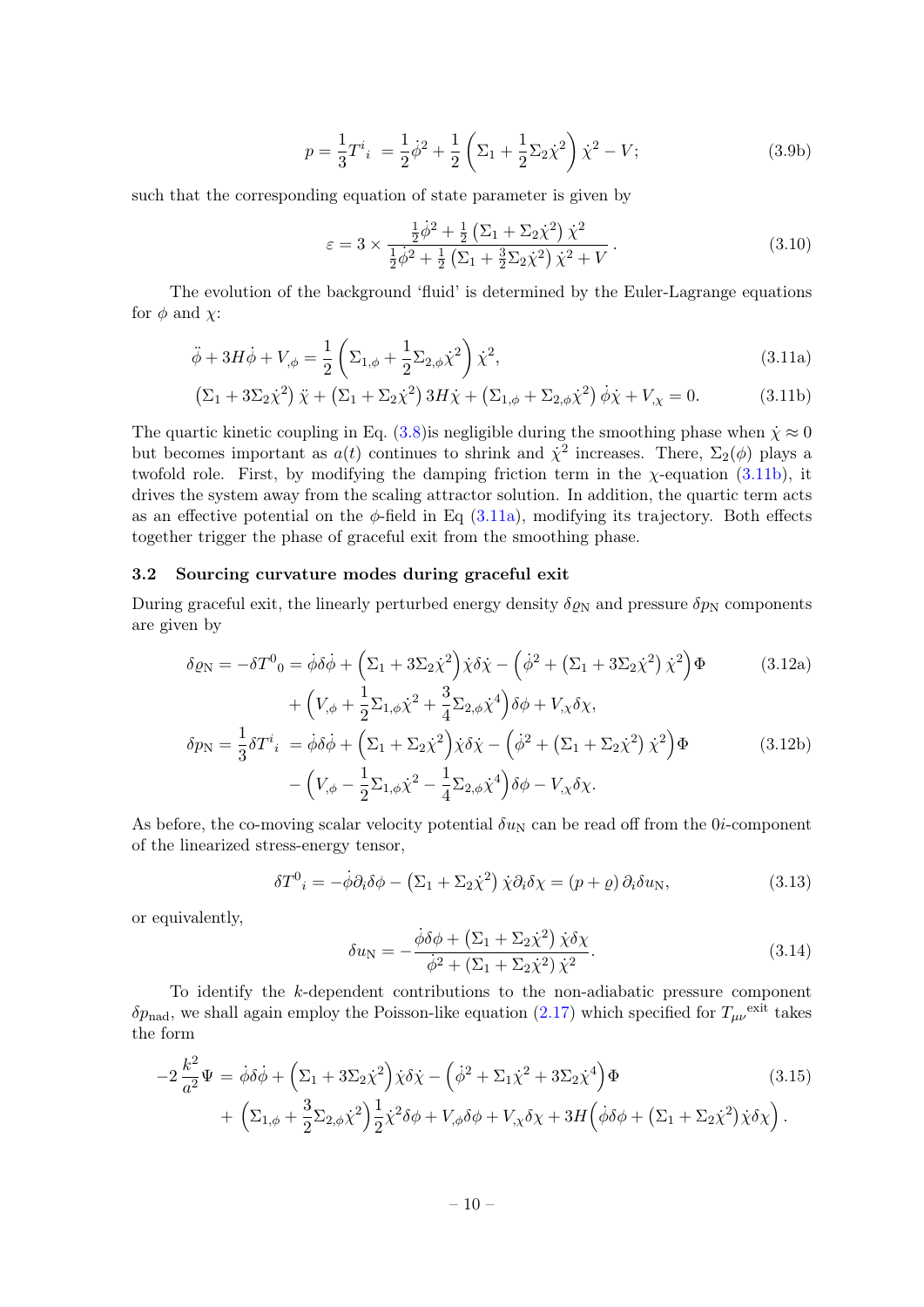$$p = \frac{1}{3}T^i{}_i = \frac{1}{2}\dot{\phi}^2 + \frac{1}{2}\left(\Sigma_1 + \frac{1}{2}\Sigma_2\dot{\chi}^2\right)\dot{\chi}^2 - V; \tag{3.9b}$$

such that the corresponding equation of state parameter is given by

$$\varepsilon = 3 \times \frac{\frac{1}{2}\dot{\phi}^2 + \frac{1}{2}\left(\Sigma_1 + \Sigma_2\dot{\chi}^2\right)\dot{\chi}^2}{\frac{1}{2}\dot{\phi}^2 + \frac{1}{2}\left(\Sigma_1 + \frac{3}{2}\Sigma_2\dot{\chi}^2\right)\dot{\chi}^2 + V}. \tag{3.10}$$

The evolution of the background 'fluid' is determined by the Euler-Lagrange equations for $\phi$ and $\chi$:

$$\ddot{\phi} + 3H\dot{\phi} + V_{,\phi} = \frac{1}{2}\left(\Sigma_{1,\phi} + \frac{1}{2}\Sigma_{2,\phi}\dot{\chi}^2\right)\dot{\chi}^2, \tag{3.11a}$$

$$\left(\Sigma_1 + 3\Sigma_2\dot{\chi}^2\right)\ddot{\chi} + \left(\Sigma_1 + \Sigma_2\dot{\chi}^2\right)3H\dot{\chi} + \left(\Sigma_{1,\phi} + \Sigma_{2,\phi}\dot{\chi}^2\right)\dot{\phi}\dot{\chi} + V_{,\chi} = 0. \tag{3.11b}$$

The quartic kinetic coupling in Eq. (3.8)is negligible during the smoothing phase when $\dot{\chi} \approx 0$ but becomes important as $a(t)$ continues to shrink and $\dot{\chi}^2$ increases. There, $\Sigma_2(\phi)$ plays a twofold role. First, by modifying the damping friction term in the $\chi$-equation (3.11b), it drives the system away from the scaling attractor solution. In addition, the quartic term acts as an effective potential on the $\phi$-field in Eq (3.11a), modifying its trajectory. Both effects together trigger the phase of graceful exit from the smoothing phase.

### 3.2 Sourcing curvature modes during graceful exit

During graceful exit, the linearly perturbed energy density $\delta\varrho_{\rm N}$ and pressure $\delta p_{\rm N}$ components are given by

$$\begin{aligned}\delta\varrho_{\rm N} = -\delta T^0{}_0 = \dot{\phi}\delta\dot{\phi} &+ \left(\Sigma_1 + 3\Sigma_2\dot{\chi}^2\right)\dot{\chi}\delta\dot{\chi} - \left(\dot{\phi}^2 + \left(\Sigma_1 + 3\Sigma_2\dot{\chi}^2\right)\dot{\chi}^2\right)\Phi \\ &+ \left(V_{,\phi} + \frac{1}{2}\Sigma_{1,\phi}\dot{\chi}^2 + \frac{3}{4}\Sigma_{2,\phi}\dot{\chi}^4\right)\delta\phi + V_{,\chi}\delta\chi,\end{aligned} \tag{3.12a}$$

$$\begin{aligned}\delta p_{\rm N} = \frac{1}{3}\delta T^i{}_i = \dot{\phi}\delta\dot{\phi} &+ \left(\Sigma_1 + \Sigma_2\dot{\chi}^2\right)\dot{\chi}\delta\dot{\chi} - \left(\dot{\phi}^2 + \left(\Sigma_1 + \Sigma_2\dot{\chi}^2\right)\dot{\chi}^2\right)\Phi \\ &- \left(V_{,\phi} - \frac{1}{2}\Sigma_{1,\phi}\dot{\chi}^2 - \frac{1}{4}\Sigma_{2,\phi}\dot{\chi}^4\right)\delta\phi - V_{,\chi}\delta\chi.\end{aligned} \tag{3.12b}$$

As before, the co-moving scalar velocity potential $\delta u_{\rm N}$ can be read off from the $0i$-component of the linearized stress-energy tensor,

$$\delta T^0{}_i = -\dot{\phi}\partial_i\delta\phi - \left(\Sigma_1 + \Sigma_2\dot{\chi}^2\right)\dot{\chi}\partial_i\delta\chi = (p+\varrho)\,\partial_i\delta u_{\rm N}, \tag{3.13}$$

or equivalently,

$$\delta u_{\rm N} = -\frac{\dot{\phi}\delta\phi + \left(\Sigma_1 + \Sigma_2\dot{\chi}^2\right)\dot{\chi}\delta\chi}{\dot{\phi}^2 + \left(\Sigma_1 + \Sigma_2\dot{\chi}^2\right)\dot{\chi}^2}. \tag{3.14}$$

To identify the $k$-dependent contributions to the non-adiabatic pressure component $\delta p_{\rm nad}$, we shall again employ the Poisson-like equation (2.17) which specified for ${T_{\mu\nu}}^{\rm exit}$ takes the form

$$\begin{aligned}-2\frac{k^2}{a^2}\Psi = \dot{\phi}\delta\dot{\phi} &+ \left(\Sigma_1 + 3\Sigma_2\dot{\chi}^2\right)\dot{\chi}\delta\dot{\chi} - \left(\dot{\phi}^2 + \Sigma_1\dot{\chi}^2 + 3\Sigma_2\dot{\chi}^4\right)\Phi \\ &+ \left(\Sigma_{1,\phi} + \frac{3}{2}\Sigma_{2,\phi}\dot{\chi}^2\right)\frac{1}{2}\dot{\chi}^2\delta\phi + V_{,\phi}\delta\phi + V_{,\chi}\delta\chi + 3H\left(\dot{\phi}\delta\phi + \left(\Sigma_1 + \Sigma_2\dot{\chi}^2\right)\dot{\chi}\delta\chi\right).\end{aligned} \tag{3.15}$$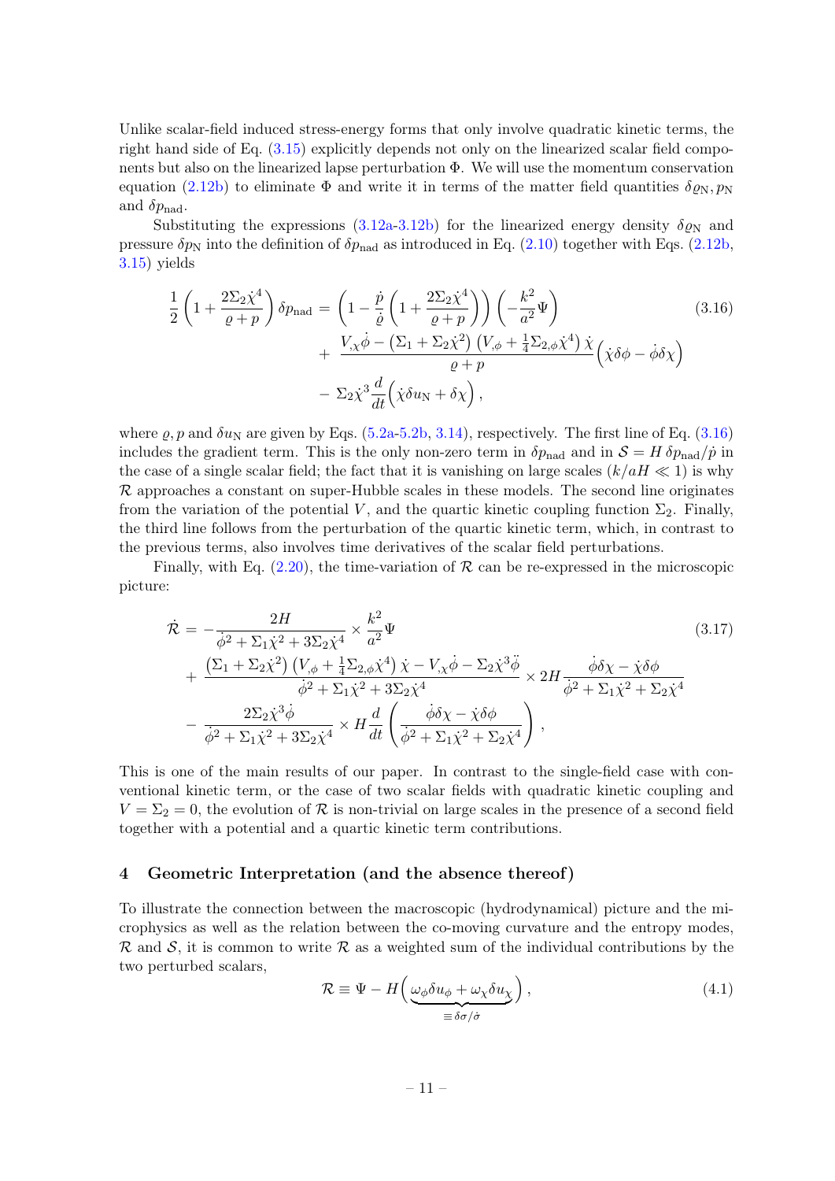Unlike scalar-field induced stress-energy forms that only involve quadratic kinetic terms, the right hand side of Eq. (3.15) explicitly depends not only on the linearized scalar field components but also on the linearized lapse perturbation $\Phi$. We will use the momentum conservation equation (2.12b) to eliminate $\Phi$ and write it in terms of the matter field quantities $\delta\varrho_{\rm N}, p_{\rm N}$ and $\delta p_{\rm nad}$.

Substituting the expressions (3.12a-3.12b) for the linearized energy density $\delta\varrho_{\rm N}$ and pressure $\delta p_{\rm N}$ into the definition of $\delta p_{\rm nad}$ as introduced in Eq. (2.10) together with Eqs. (2.12b, 3.15) yields

$$
\begin{aligned}
\frac{1}{2}\left(1+\frac{2\Sigma_2\dot\chi^4}{\varrho+p}\right)\delta p_{\rm nad} &= \left(1-\frac{\dot p}{\dot\varrho}\left(1+\frac{2\Sigma_2\dot\chi^4}{\varrho+p}\right)\right)\left(-\frac{k^2}{a^2}\Psi\right) \\
&+ \frac{V_{,\chi}\dot\phi-\left(\Sigma_1+\Sigma_2\dot\chi^2\right)\left(V_{,\phi}+\frac{1}{4}\Sigma_{2,\phi}\dot\chi^4\right)\dot\chi}{\varrho+p}\Big(\dot\chi\delta\phi-\dot\phi\delta\chi\Big) \\
&- \Sigma_2\dot\chi^3\frac{d}{dt}\Big(\dot\chi\delta u_{\rm N}+\delta\chi\Big)\,,
\end{aligned}
\tag{3.16}
$$

where $\varrho, p$ and $\delta u_{\rm N}$ are given by Eqs. (5.2a-5.2b, 3.14), respectively. The first line of Eq. (3.16) includes the gradient term. This is the only non-zero term in $\delta p_{\rm nad}$ and in $\mathcal{S} = H\,\delta p_{\rm nad}/\dot p$ in the case of a single scalar field; the fact that it is vanishing on large scales ($k/aH \ll 1$) is why $\mathcal{R}$ approaches a constant on super-Hubble scales in these models. The second line originates from the variation of the potential $V$, and the quartic kinetic coupling function $\Sigma_2$. Finally, the third line follows from the perturbation of the quartic kinetic term, which, in contrast to the previous terms, also involves time derivatives of the scalar field perturbations.

Finally, with Eq. (2.20), the time-variation of $\mathcal{R}$ can be re-expressed in the microscopic picture:

$$
\begin{aligned}
\dot{\mathcal{R}} &= -\frac{2H}{\dot\phi^2+\Sigma_1\dot\chi^2+3\Sigma_2\dot\chi^4}\times\frac{k^2}{a^2}\Psi \\
&+ \frac{\left(\Sigma_1+\Sigma_2\dot\chi^2\right)\left(V_{,\phi}+\frac{1}{4}\Sigma_{2,\phi}\dot\chi^4\right)\dot\chi-V_{,\chi}\dot\phi-\Sigma_2\dot\chi^3\ddot\phi}{\dot\phi^2+\Sigma_1\dot\chi^2+3\Sigma_2\dot\chi^4}\times 2H\frac{\dot\phi\delta\chi-\dot\chi\delta\phi}{\dot\phi^2+\Sigma_1\dot\chi^2+\Sigma_2\dot\chi^4} \\
&- \frac{2\Sigma_2\dot\chi^3\dot\phi}{\dot\phi^2+\Sigma_1\dot\chi^2+3\Sigma_2\dot\chi^4}\times H\frac{d}{dt}\left(\frac{\dot\phi\delta\chi-\dot\chi\delta\phi}{\dot\phi^2+\Sigma_1\dot\chi^2+\Sigma_2\dot\chi^4}\right)\,,
\end{aligned}
\tag{3.17}
$$

This is one of the main results of our paper. In contrast to the single-field case with conventional kinetic term, or the case of two scalar fields with quadratic kinetic coupling and $V = \Sigma_2 = 0$, the evolution of $\mathcal{R}$ is non-trivial on large scales in the presence of a second field together with a potential and a quartic kinetic term contributions.

## 4 Geometric Interpretation (and the absence thereof)

To illustrate the connection between the macroscopic (hydrodynamical) picture and the microphysics as well as the relation between the co-moving curvature and the entropy modes, $\mathcal{R}$ and $\mathcal{S}$, it is common to write $\mathcal{R}$ as a weighted sum of the individual contributions by the two perturbed scalars,

$$
\mathcal{R} \equiv \Psi - H\Big(\underbrace{\omega_\phi\delta u_\phi+\omega_\chi\delta u_\chi}_{\equiv\,\delta\sigma/\dot\sigma}\Big)\,,
\tag{4.1}
$$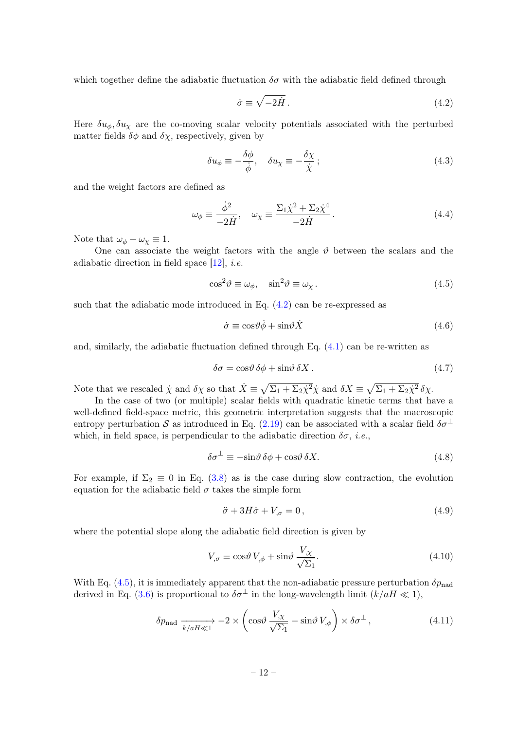which together define the adiabatic fluctuation $\delta\sigma$ with the adiabatic field defined through

$$\dot{\sigma} \equiv \sqrt{-2\dot{H}}\,. \tag{4.2}$$

Here $\delta u_\phi, \delta u_\chi$ are the co-moving scalar velocity potentials associated with the perturbed matter fields $\delta\phi$ and $\delta\chi$, respectively, given by

$$\delta u_\phi \equiv -\frac{\delta\phi}{\dot{\phi}}, \quad \delta u_\chi \equiv -\frac{\delta\chi}{\dot{\chi}}\,; \tag{4.3}$$

and the weight factors are defined as

$$\omega_\phi \equiv \frac{\dot{\phi}^2}{-2\dot{H}}, \quad \omega_\chi \equiv \frac{\Sigma_1\dot{\chi}^2 + \Sigma_2\dot{\chi}^4}{-2\dot{H}}\,. \tag{4.4}$$

Note that $\omega_\phi + \omega_\chi \equiv 1$.

One can associate the weight factors with the angle $\vartheta$ between the scalars and the adiabatic direction in field space [12], *i.e.*

$$\cos^2\!\vartheta \equiv \omega_\phi, \quad \sin^2\!\vartheta \equiv \omega_\chi\,. \tag{4.5}$$

such that the adiabatic mode introduced in Eq. (4.2) can be re-expressed as

$$\dot{\sigma} \equiv \cos\!\vartheta\dot{\phi} + \sin\!\vartheta\dot{X} \tag{4.6}$$

and, similarly, the adiabatic fluctuation defined through Eq. (4.1) can be re-written as

$$\delta\sigma = \cos\!\vartheta\,\delta\phi + \sin\!\vartheta\,\delta X\,. \tag{4.7}$$

Note that we rescaled $\dot{\chi}$ and $\delta\chi$ so that $\dot{X} \equiv \sqrt{\Sigma_1 + \Sigma_2\dot{\chi}^2}\dot{\chi}$ and $\delta X \equiv \sqrt{\Sigma_1 + \Sigma_2\dot{\chi}^2}\,\delta\chi$.

In the case of two (or multiple) scalar fields with quadratic kinetic terms that have a well-defined field-space metric, this geometric interpretation suggests that the macroscopic entropy perturbation $\mathcal{S}$ as introduced in Eq. (2.19) can be associated with a scalar field $\delta\sigma^\perp$ which, in field space, is perpendicular to the adiabatic direction $\delta\sigma$, *i.e.*,

$$\delta\sigma^\perp \equiv -\sin\!\vartheta\,\delta\phi + \cos\!\vartheta\,\delta X. \tag{4.8}$$

For example, if $\Sigma_2 \equiv 0$ in Eq. (3.8) as is the case during slow contraction, the evolution equation for the adiabatic field $\sigma$ takes the simple form

$$\ddot{\sigma} + 3H\dot{\sigma} + V_{,\sigma} = 0\,, \tag{4.9}$$

where the potential slope along the adiabatic field direction is given by

$$V_{,\sigma} \equiv \cos\!\vartheta\,V_{,\phi} + \sin\!\vartheta\,\frac{V_{,\chi}}{\sqrt{\Sigma_1}}. \tag{4.10}$$

With Eq. (4.5), it is immediately apparent that the non-adiabatic pressure perturbation $\delta p_{\rm nad}$ derived in Eq. (3.6) is proportional to $\delta\sigma^\perp$ in the long-wavelength limit ($k/aH \ll 1$),

$$\delta p_{\rm nad} \xrightarrow[k/aH\ll1]{} -2 \times \left(\cos\!\vartheta\,\frac{V_{,\chi}}{\sqrt{\Sigma_1}} - \sin\!\vartheta\,V_{,\phi}\right) \times \delta\sigma^\perp\,, \tag{4.11}$$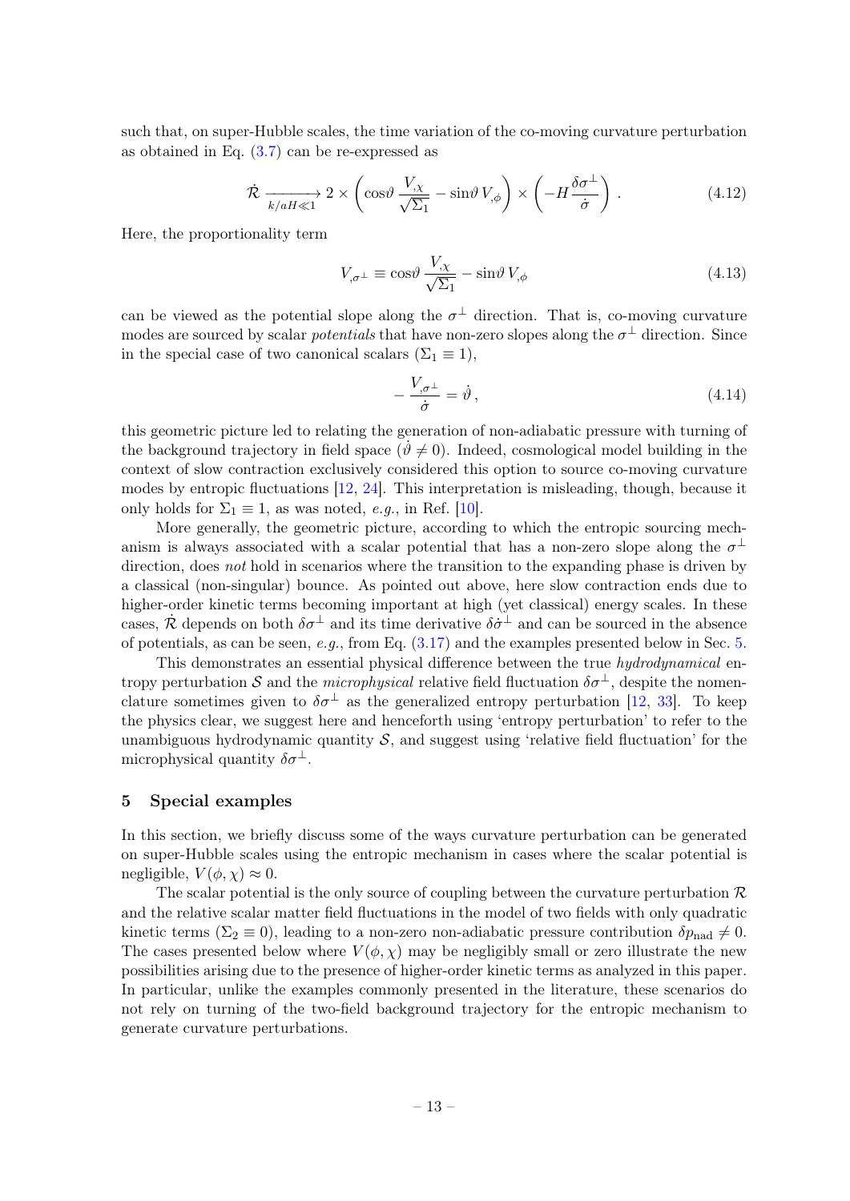such that, on super-Hubble scales, the time variation of the co-moving curvature perturbation as obtained in Eq. (3.7) can be re-expressed as

$$\dot{\mathcal{R}} \xrightarrow[k/aH \ll 1]{} 2 \times \left( \cos\vartheta \, \frac{V_{,\chi}}{\sqrt{\Sigma_1}} - \sin\vartheta \, V_{,\phi} \right) \times \left( -H \frac{\delta\sigma^{\perp}}{\dot{\sigma}} \right) . \tag{4.12}$$

Here, the proportionality term

$$V_{,\sigma^{\perp}} \equiv \cos\vartheta \, \frac{V_{,\chi}}{\sqrt{\Sigma_1}} - \sin\vartheta \, V_{,\phi} \tag{4.13}$$

can be viewed as the potential slope along the $\sigma^{\perp}$ direction. That is, co-moving curvature modes are sourced by scalar *potentials* that have non-zero slopes along the $\sigma^{\perp}$ direction. Since in the special case of two canonical scalars ($\Sigma_1 \equiv 1$),

$$-\frac{V_{,\sigma^{\perp}}}{\dot{\sigma}} = \dot{\vartheta} \, , \tag{4.14}$$

this geometric picture led to relating the generation of non-adiabatic pressure with turning of the background trajectory in field space ($\dot{\vartheta} \neq 0$). Indeed, cosmological model building in the context of slow contraction exclusively considered this option to source co-moving curvature modes by entropic fluctuations [12, 24]. This interpretation is misleading, though, because it only holds for $\Sigma_1 \equiv 1$, as was noted, *e.g.*, in Ref. [10].

More generally, the geometric picture, according to which the entropic sourcing mechanism is always associated with a scalar potential that has a non-zero slope along the $\sigma^{\perp}$ direction, does *not* hold in scenarios where the transition to the expanding phase is driven by a classical (non-singular) bounce. As pointed out above, here slow contraction ends due to higher-order kinetic terms becoming important at high (yet classical) energy scales. In these cases, $\dot{\mathcal{R}}$ depends on both $\delta\sigma^{\perp}$ and its time derivative $\delta\dot{\sigma}^{\perp}$ and can be sourced in the absence of potentials, as can be seen, *e.g.*, from Eq. (3.17) and the examples presented below in Sec. 5.

This demonstrates an essential physical difference between the true *hydrodynamical* entropy perturbation $\mathcal{S}$ and the *microphysical* relative field fluctuation $\delta\sigma^{\perp}$, despite the nomenclature sometimes given to $\delta\sigma^{\perp}$ as the generalized entropy perturbation [12, 33]. To keep the physics clear, we suggest here and henceforth using 'entropy perturbation' to refer to the unambiguous hydrodynamic quantity $\mathcal{S}$, and suggest using 'relative field fluctuation' for the microphysical quantity $\delta\sigma^{\perp}$.

## 5 Special examples

In this section, we briefly discuss some of the ways curvature perturbation can be generated on super-Hubble scales using the entropic mechanism in cases where the scalar potential is negligible, $V(\phi, \chi) \approx 0$.

The scalar potential is the only source of coupling between the curvature perturbation $\mathcal{R}$ and the relative scalar matter field fluctuations in the model of two fields with only quadratic kinetic terms ($\Sigma_2 \equiv 0$), leading to a non-zero non-adiabatic pressure contribution $\delta p_{\rm nad} \neq 0$. The cases presented below where $V(\phi, \chi)$ may be negligibly small or zero illustrate the new possibilities arising due to the presence of higher-order kinetic terms as analyzed in this paper. In particular, unlike the examples commonly presented in the literature, these scenarios do not rely on turning of the two-field background trajectory for the entropic mechanism to generate curvature perturbations.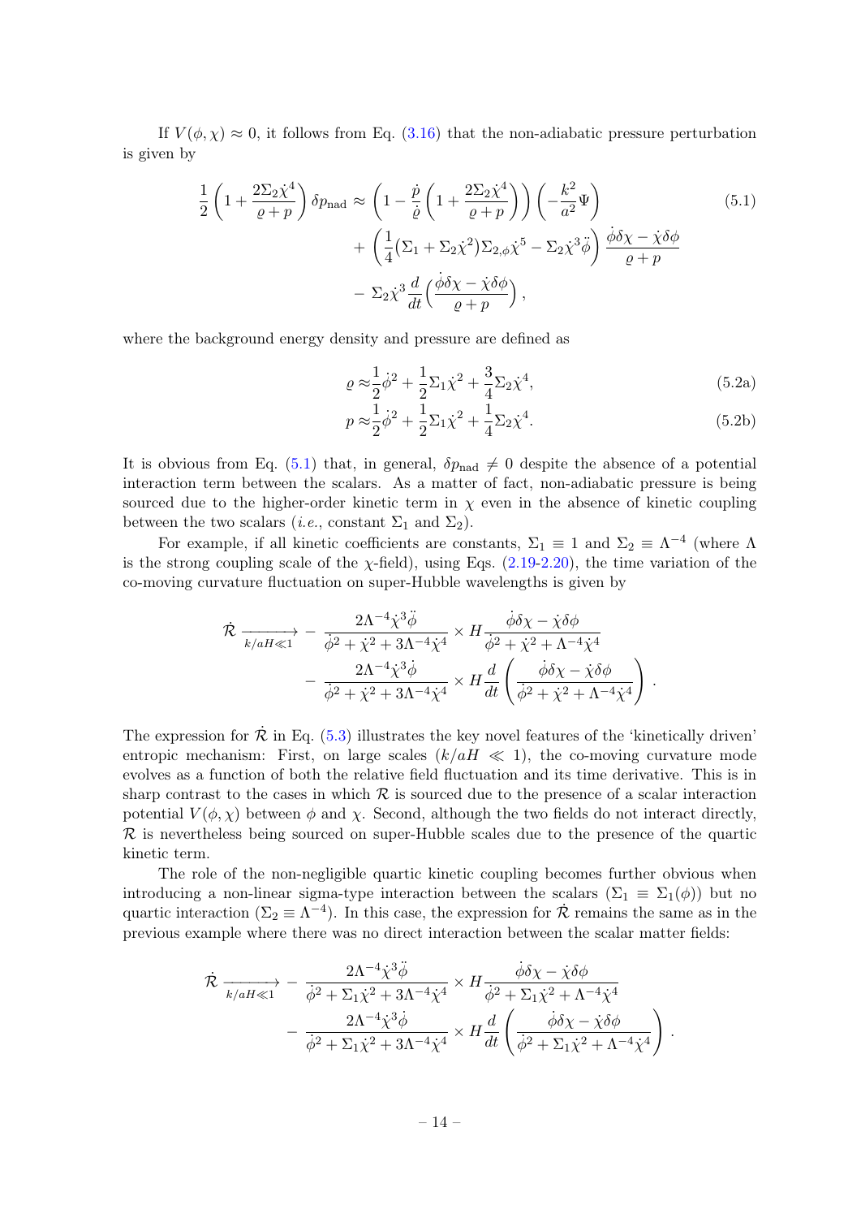If $V(\phi, \chi) \approx 0$, it follows from Eq. (3.16) that the non-adiabatic pressure perturbation is given by

$$
\begin{aligned}
\frac{1}{2}\left(1 + \frac{2\Sigma_2 \dot{\chi}^4}{\varrho + p}\right)\delta p_{\rm nad} \approx & \left(1 - \frac{\dot{p}}{\dot{\varrho}}\left(1 + \frac{2\Sigma_2\dot{\chi}^4}{\varrho + p}\right)\right)\left(-\frac{k^2}{a^2}\Psi\right) \\
& + \left(\frac{1}{4}\left(\Sigma_1 + \Sigma_2\dot{\chi}^2\right)\Sigma_{2,\phi}\dot{\chi}^5 - \Sigma_2\dot{\chi}^3\ddot{\phi}\right)\frac{\dot{\phi}\delta\chi - \dot{\chi}\delta\phi}{\varrho + p} \\
& - \Sigma_2\dot{\chi}^3\frac{d}{dt}\Big(\frac{\dot{\phi}\delta\chi - \dot{\chi}\delta\phi}{\varrho + p}\Big)\,,
\end{aligned}
\tag{5.1}
$$

where the background energy density and pressure are defined as

$$
\varrho \approx \frac{1}{2}\dot{\phi}^2 + \frac{1}{2}\Sigma_1\dot{\chi}^2 + \frac{3}{4}\Sigma_2\dot{\chi}^4, \tag{5.2a}
$$

$$
p \approx \frac{1}{2}\dot{\phi}^2 + \frac{1}{2}\Sigma_1\dot{\chi}^2 + \frac{1}{4}\Sigma_2\dot{\chi}^4. \tag{5.2b}
$$

It is obvious from Eq. (5.1) that, in general, $\delta p_{\rm nad} \neq 0$ despite the absence of a potential interaction term between the scalars. As a matter of fact, non-adiabatic pressure is being sourced due to the higher-order kinetic term in $\chi$ even in the absence of kinetic coupling between the two scalars (*i.e.*, constant $\Sigma_1$ and $\Sigma_2$).

For example, if all kinetic coefficients are constants, $\Sigma_1 \equiv 1$ and $\Sigma_2 \equiv \Lambda^{-4}$ (where $\Lambda$ is the strong coupling scale of the $\chi$-field), using Eqs. (2.19-2.20), the time variation of the co-moving curvature fluctuation on super-Hubble wavelengths is given by

$$
\begin{aligned}
\dot{\mathcal{R}} \xrightarrow[k/aH \ll 1]{} & -\frac{2\Lambda^{-4}\dot{\chi}^3\ddot{\phi}}{\dot{\phi}^2 + \dot{\chi}^2 + 3\Lambda^{-4}\dot{\chi}^4} \times H\frac{\dot{\phi}\delta\chi - \dot{\chi}\delta\phi}{\dot{\phi}^2 + \dot{\chi}^2 + \Lambda^{-4}\dot{\chi}^4} \\
& - \frac{2\Lambda^{-4}\dot{\chi}^3\dot{\phi}}{\dot{\phi}^2 + \dot{\chi}^2 + 3\Lambda^{-4}\dot{\chi}^4} \times H\frac{d}{dt}\left(\frac{\dot{\phi}\delta\chi - \dot{\chi}\delta\phi}{\dot{\phi}^2 + \dot{\chi}^2 + \Lambda^{-4}\dot{\chi}^4}\right).
\end{aligned}
$$

The expression for $\dot{\mathcal{R}}$ in Eq. (5.3) illustrates the key novel features of the 'kinetically driven' entropic mechanism: First, on large scales $(k/aH \ll 1)$, the co-moving curvature mode evolves as a function of both the relative field fluctuation and its time derivative. This is in sharp contrast to the cases in which $\mathcal{R}$ is sourced due to the presence of a scalar interaction potential $V(\phi, \chi)$ between $\phi$ and $\chi$. Second, although the two fields do not interact directly, $\mathcal{R}$ is nevertheless being sourced on super-Hubble scales due to the presence of the quartic kinetic term.

The role of the non-negligible quartic kinetic coupling becomes further obvious when introducing a non-linear sigma-type interaction between the scalars ($\Sigma_1 \equiv \Sigma_1(\phi)$) but no quartic interaction ($\Sigma_2 \equiv \Lambda^{-4}$). In this case, the expression for $\dot{\mathcal{R}}$ remains the same as in the previous example where there was no direct interaction between the scalar matter fields:

$$
\begin{aligned}
\dot{\mathcal{R}} \xrightarrow[k/aH \ll 1]{} & -\frac{2\Lambda^{-4}\dot{\chi}^3\ddot{\phi}}{\dot{\phi}^2 + \Sigma_1\dot{\chi}^2 + 3\Lambda^{-4}\dot{\chi}^4} \times H\frac{\dot{\phi}\delta\chi - \dot{\chi}\delta\phi}{\dot{\phi}^2 + \Sigma_1\dot{\chi}^2 + \Lambda^{-4}\dot{\chi}^4} \\
& - \frac{2\Lambda^{-4}\dot{\chi}^3\dot{\phi}}{\dot{\phi}^2 + \Sigma_1\dot{\chi}^2 + 3\Lambda^{-4}\dot{\chi}^4} \times H\frac{d}{dt}\left(\frac{\dot{\phi}\delta\chi - \dot{\chi}\delta\phi}{\dot{\phi}^2 + \Sigma_1\dot{\chi}^2 + \Lambda^{-4}\dot{\chi}^4}\right).
\end{aligned}
$$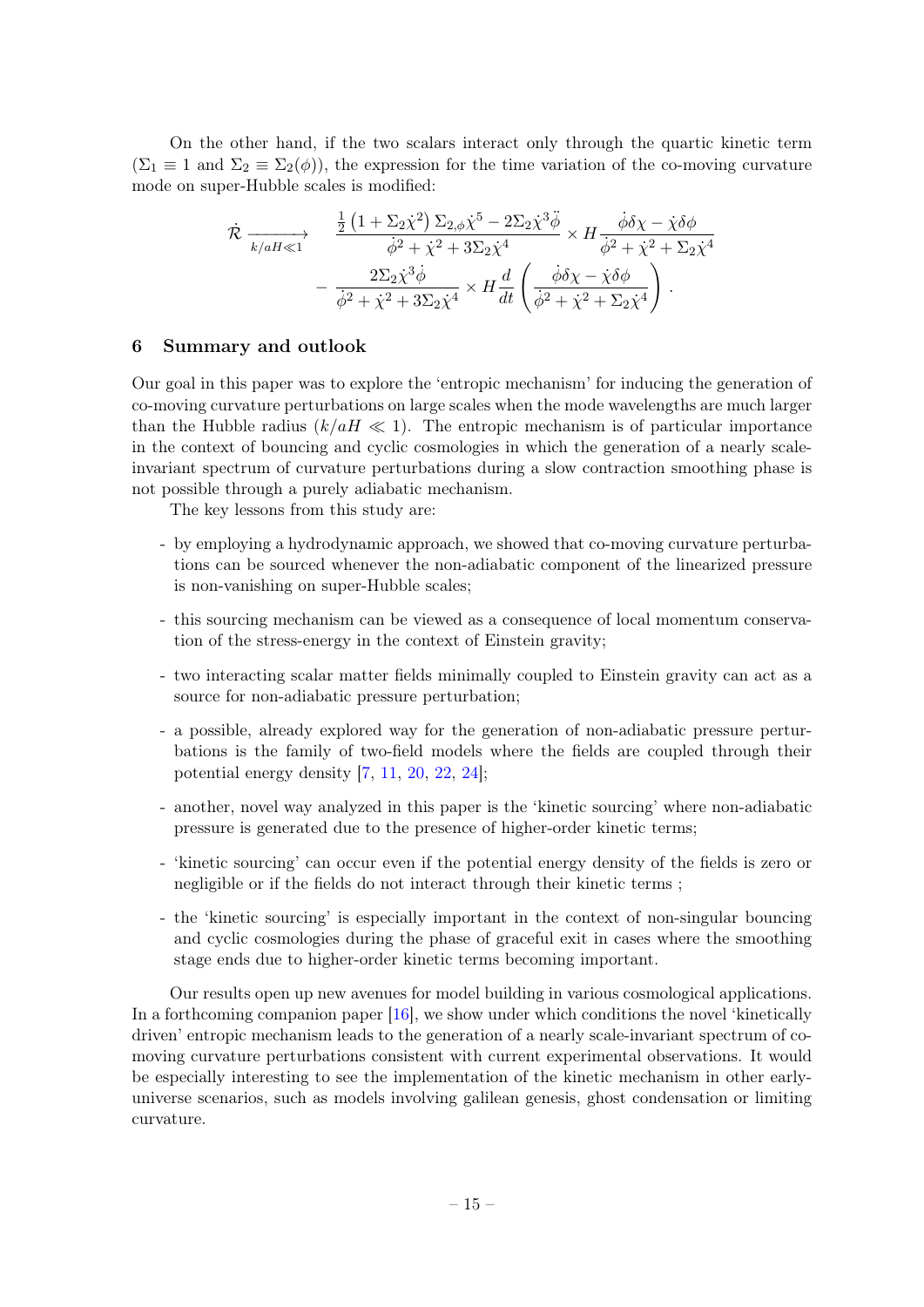On the other hand, if the two scalars interact only through the quartic kinetic term ($\Sigma_1 \equiv 1$ and $\Sigma_2 \equiv \Sigma_2(\phi)$), the expression for the time variation of the co-moving curvature mode on super-Hubble scales is modified:

$$
\begin{aligned}
\dot{\mathcal{R}} \xrightarrow[k/aH \ll 1]{} \quad & \frac{\frac{1}{2}\left(1+\Sigma_2\dot{\chi}^2\right)\Sigma_{2,\phi}\dot{\chi}^5 - 2\Sigma_2\dot{\chi}^3\ddot{\phi}}{\dot{\phi}^2+\dot{\chi}^2+3\Sigma_2\dot{\chi}^4} \times H\frac{\dot{\phi}\delta\chi - \dot{\chi}\delta\phi}{\dot{\phi}^2+\dot{\chi}^2+\Sigma_2\dot{\chi}^4} \\
& - \frac{2\Sigma_2\dot{\chi}^3\dot{\phi}}{\dot{\phi}^2+\dot{\chi}^2+3\Sigma_2\dot{\chi}^4} \times H\frac{d}{dt}\left(\frac{\dot{\phi}\delta\chi - \dot{\chi}\delta\phi}{\dot{\phi}^2+\dot{\chi}^2+\Sigma_2\dot{\chi}^4}\right).
\end{aligned}
$$

## 6 Summary and outlook

Our goal in this paper was to explore the 'entropic mechanism' for inducing the generation of co-moving curvature perturbations on large scales when the mode wavelengths are much larger than the Hubble radius ($k/aH \ll 1$). The entropic mechanism is of particular importance in the context of bouncing and cyclic cosmologies in which the generation of a nearly scale-invariant spectrum of curvature perturbations during a slow contraction smoothing phase is not possible through a purely adiabatic mechanism.

The key lessons from this study are:

- by employing a hydrodynamic approach, we showed that co-moving curvature perturbations can be sourced whenever the non-adiabatic component of the linearized pressure is non-vanishing on super-Hubble scales;
- this sourcing mechanism can be viewed as a consequence of local momentum conservation of the stress-energy in the context of Einstein gravity;
- two interacting scalar matter fields minimally coupled to Einstein gravity can act as a source for non-adiabatic pressure perturbation;
- a possible, already explored way for the generation of non-adiabatic pressure perturbations is the family of two-field models where the fields are coupled through their potential energy density [7, 11, 20, 22, 24];
- another, novel way analyzed in this paper is the 'kinetic sourcing' where non-adiabatic pressure is generated due to the presence of higher-order kinetic terms;
- 'kinetic sourcing' can occur even if the potential energy density of the fields is zero or negligible or if the fields do not interact through their kinetic terms ;
- the 'kinetic sourcing' is especially important in the context of non-singular bouncing and cyclic cosmologies during the phase of graceful exit in cases where the smoothing stage ends due to higher-order kinetic terms becoming important.

Our results open up new avenues for model building in various cosmological applications. In a forthcoming companion paper [16], we show under which conditions the novel 'kinetically driven' entropic mechanism leads to the generation of a nearly scale-invariant spectrum of co-moving curvature perturbations consistent with current experimental observations. It would be especially interesting to see the implementation of the kinetic mechanism in other early-universe scenarios, such as models involving galilean genesis, ghost condensation or limiting curvature.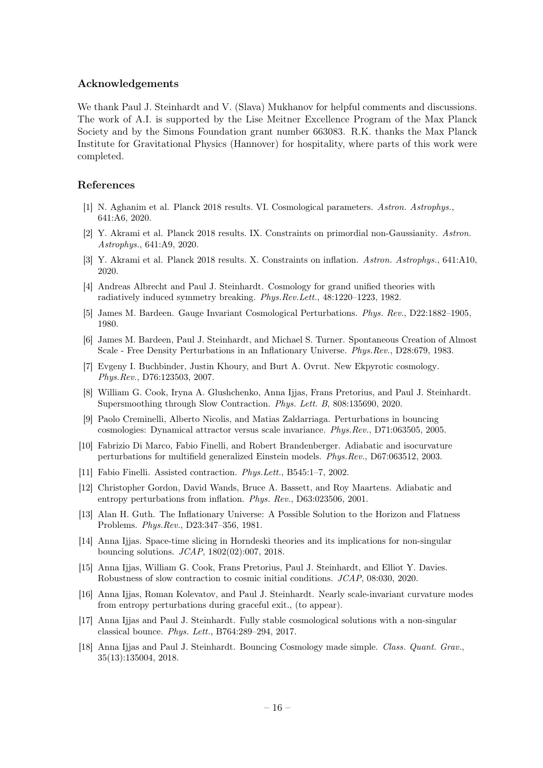## Acknowledgements

We thank Paul J. Steinhardt and V. (Slava) Mukhanov for helpful comments and discussions. The work of A.I. is supported by the Lise Meitner Excellence Program of the Max Planck Society and by the Simons Foundation grant number 663083. R.K. thanks the Max Planck Institute for Gravitational Physics (Hannover) for hospitality, where parts of this work were completed.

## References

[1] N. Aghanim et al. Planck 2018 results. VI. Cosmological parameters. *Astron. Astrophys.*, 641:A6, 2020.

[2] Y. Akrami et al. Planck 2018 results. IX. Constraints on primordial non-Gaussianity. *Astron. Astrophys.*, 641:A9, 2020.

[3] Y. Akrami et al. Planck 2018 results. X. Constraints on inflation. *Astron. Astrophys.*, 641:A10, 2020.

[4] Andreas Albrecht and Paul J. Steinhardt. Cosmology for grand unified theories with radiatively induced symmetry breaking. *Phys.Rev.Lett.*, 48:1220–1223, 1982.

[5] James M. Bardeen. Gauge Invariant Cosmological Perturbations. *Phys. Rev.*, D22:1882–1905, 1980.

[6] James M. Bardeen, Paul J. Steinhardt, and Michael S. Turner. Spontaneous Creation of Almost Scale - Free Density Perturbations in an Inflationary Universe. *Phys.Rev.*, D28:679, 1983.

[7] Evgeny I. Buchbinder, Justin Khoury, and Burt A. Ovrut. New Ekpyrotic cosmology. *Phys.Rev.*, D76:123503, 2007.

[8] William G. Cook, Iryna A. Glushchenko, Anna Ijjas, Frans Pretorius, and Paul J. Steinhardt. Supersmoothing through Slow Contraction. *Phys. Lett. B*, 808:135690, 2020.

[9] Paolo Creminelli, Alberto Nicolis, and Matias Zaldarriaga. Perturbations in bouncing cosmologies: Dynamical attractor versus scale invariance. *Phys.Rev.*, D71:063505, 2005.

[10] Fabrizio Di Marco, Fabio Finelli, and Robert Brandenberger. Adiabatic and isocurvature perturbations for multifield generalized Einstein models. *Phys.Rev.*, D67:063512, 2003.

[11] Fabio Finelli. Assisted contraction. *Phys.Lett.*, B545:1–7, 2002.

[12] Christopher Gordon, David Wands, Bruce A. Bassett, and Roy Maartens. Adiabatic and entropy perturbations from inflation. *Phys. Rev.*, D63:023506, 2001.

[13] Alan H. Guth. The Inflationary Universe: A Possible Solution to the Horizon and Flatness Problems. *Phys.Rev.*, D23:347–356, 1981.

[14] Anna Ijjas. Space-time slicing in Horndeski theories and its implications for non-singular bouncing solutions. *JCAP*, 1802(02):007, 2018.

[15] Anna Ijjas, William G. Cook, Frans Pretorius, Paul J. Steinhardt, and Elliot Y. Davies. Robustness of slow contraction to cosmic initial conditions. *JCAP*, 08:030, 2020.

[16] Anna Ijjas, Roman Kolevatov, and Paul J. Steinhardt. Nearly scale-invariant curvature modes from entropy perturbations during graceful exit., (to appear).

[17] Anna Ijjas and Paul J. Steinhardt. Fully stable cosmological solutions with a non-singular classical bounce. *Phys. Lett.*, B764:289–294, 2017.

[18] Anna Ijjas and Paul J. Steinhardt. Bouncing Cosmology made simple. *Class. Quant. Grav.*, 35(13):135004, 2018.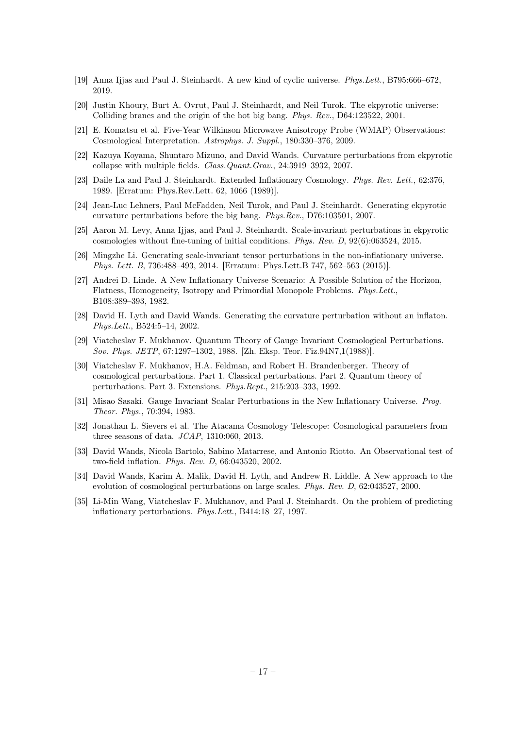[19] Anna Ijjas and Paul J. Steinhardt. A new kind of cyclic universe. *Phys.Lett.*, B795:666–672, 2019.

[20] Justin Khoury, Burt A. Ovrut, Paul J. Steinhardt, and Neil Turok. The ekpyrotic universe: Colliding branes and the origin of the hot big bang. *Phys. Rev.*, D64:123522, 2001.

[21] E. Komatsu et al. Five-Year Wilkinson Microwave Anisotropy Probe (WMAP) Observations: Cosmological Interpretation. *Astrophys. J. Suppl.*, 180:330–376, 2009.

[22] Kazuya Koyama, Shuntaro Mizuno, and David Wands. Curvature perturbations from ekpyrotic collapse with multiple fields. *Class.Quant.Grav.*, 24:3919–3932, 2007.

[23] Daile La and Paul J. Steinhardt. Extended Inflationary Cosmology. *Phys. Rev. Lett.*, 62:376, 1989. [Erratum: Phys.Rev.Lett. 62, 1066 (1989)].

[24] Jean-Luc Lehners, Paul McFadden, Neil Turok, and Paul J. Steinhardt. Generating ekpyrotic curvature perturbations before the big bang. *Phys.Rev.*, D76:103501, 2007.

[25] Aaron M. Levy, Anna Ijjas, and Paul J. Steinhardt. Scale-invariant perturbations in ekpyrotic cosmologies without fine-tuning of initial conditions. *Phys. Rev. D*, 92(6):063524, 2015.

[26] Mingzhe Li. Generating scale-invariant tensor perturbations in the non-inflationary universe. *Phys. Lett. B*, 736:488–493, 2014. [Erratum: Phys.Lett.B 747, 562–563 (2015)].

[27] Andrei D. Linde. A New Inflationary Universe Scenario: A Possible Solution of the Horizon, Flatness, Homogeneity, Isotropy and Primordial Monopole Problems. *Phys.Lett.*, B108:389–393, 1982.

[28] David H. Lyth and David Wands. Generating the curvature perturbation without an inflaton. *Phys.Lett.*, B524:5–14, 2002.

[29] Viatcheslav F. Mukhanov. Quantum Theory of Gauge Invariant Cosmological Perturbations. *Sov. Phys. JETP*, 67:1297–1302, 1988. [Zh. Eksp. Teor. Fiz.94N7,1(1988)].

[30] Viatcheslav F. Mukhanov, H.A. Feldman, and Robert H. Brandenberger. Theory of cosmological perturbations. Part 1. Classical perturbations. Part 2. Quantum theory of perturbations. Part 3. Extensions. *Phys.Rept.*, 215:203–333, 1992.

[31] Misao Sasaki. Gauge Invariant Scalar Perturbations in the New Inflationary Universe. *Prog. Theor. Phys.*, 70:394, 1983.

[32] Jonathan L. Sievers et al. The Atacama Cosmology Telescope: Cosmological parameters from three seasons of data. *JCAP*, 1310:060, 2013.

[33] David Wands, Nicola Bartolo, Sabino Matarrese, and Antonio Riotto. An Observational test of two-field inflation. *Phys. Rev. D*, 66:043520, 2002.

[34] David Wands, Karim A. Malik, David H. Lyth, and Andrew R. Liddle. A New approach to the evolution of cosmological perturbations on large scales. *Phys. Rev. D*, 62:043527, 2000.

[35] Li-Min Wang, Viatcheslav F. Mukhanov, and Paul J. Steinhardt. On the problem of predicting inflationary perturbations. *Phys.Lett.*, B414:18–27, 1997.